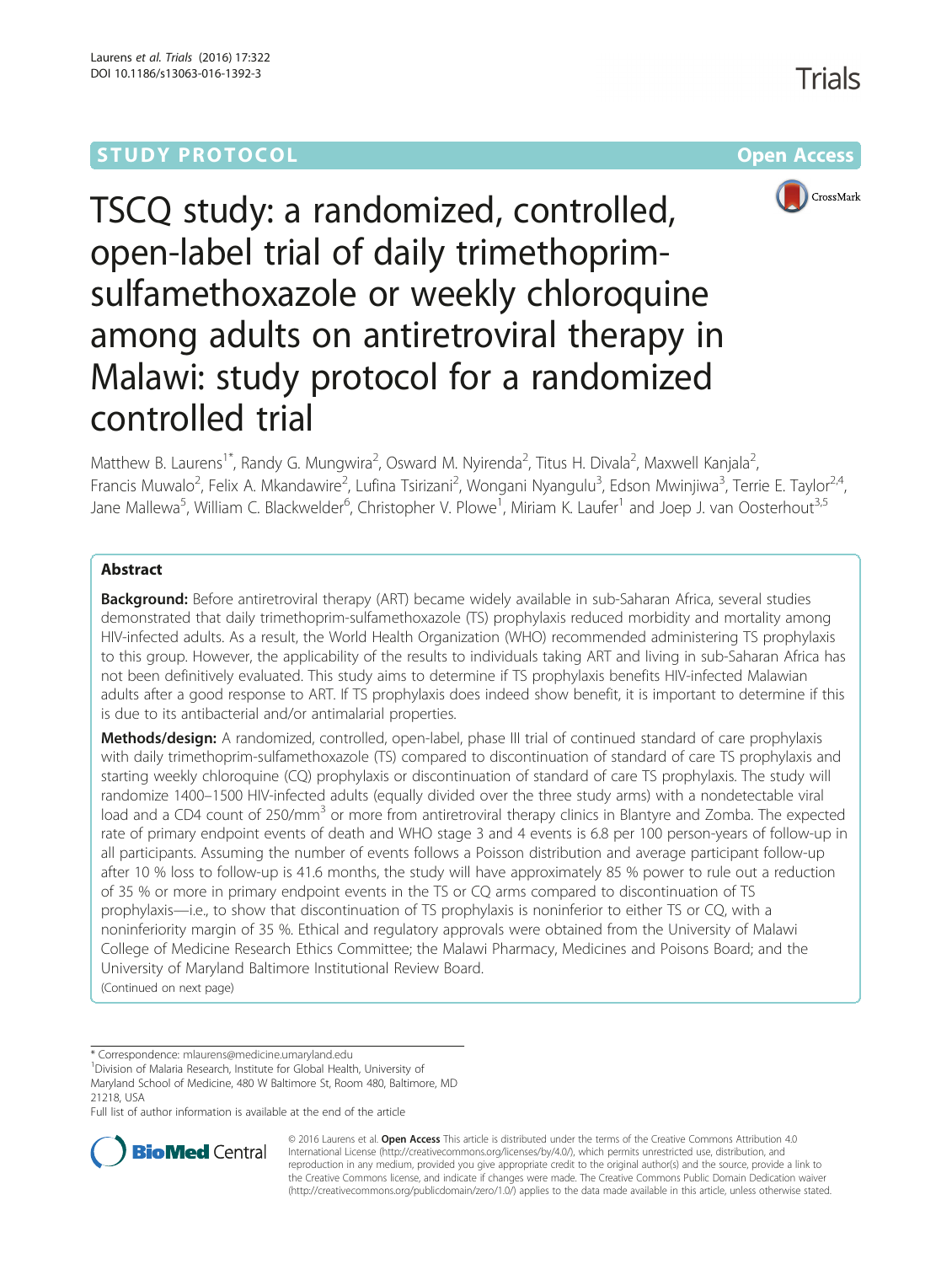STUDY PROTOCOL Open Access

# TSCQ study: a randomized, controlled, open-label trial of daily trimethoprim-sulfamethoxazole or weekly chloroquine among adults on antiretroviral therapy in Malawi: study protocol for a randomized controlled trial

Matthew B. Laurens[1*], Randy G. Mungwira[2], Osward M. Nyirenda[2], Titus H. Divala[2], Maxwell Kanjala[2], Francis Muwalo[2], Felix A. Mkandawire[2], Lufina Tsirizani[2], Wongani Nyangulu[3], Edson Mwinjiwa[3], Terrie E. Taylor[2,4], Jane Mallewa[5], William C. Blackwelder[6], Christopher V. Plowe[1], Miriam K. Laufer[1] and Joep J. van Oosterhout[3,5]

## Abstract

**Background:** Before antiretroviral therapy (ART) became widely available in sub-Saharan Africa, several studies demonstrated that daily trimethoprim-sulfamethoxazole (TS) prophylaxis reduced morbidity and mortality among HIV-infected adults. As a result, the World Health Organization (WHO) recommended administering TS prophylaxis to this group. However, the applicability of the results to individuals taking ART and living in sub-Saharan Africa has not been definitively evaluated. This study aims to determine if TS prophylaxis benefits HIV-infected Malawian adults after a good response to ART. If TS prophylaxis does indeed show benefit, it is important to determine if this is due to its antibacterial and/or antimalarial properties.

**Methods/design:** A randomized, controlled, open-label, phase III trial of continued standard of care prophylaxis with daily trimethoprim-sulfamethoxazole (TS) compared to discontinuation of standard of care TS prophylaxis and starting weekly chloroquine (CQ) prophylaxis or discontinuation of standard of care TS prophylaxis. The study will randomize 1400–1500 HIV-infected adults (equally divided over the three study arms) with a nondetectable viral load and a CD4 count of 250/mm$^3$ or more from antiretroviral therapy clinics in Blantyre and Zomba. The expected rate of primary endpoint events of death and WHO stage 3 and 4 events is 6.8 per 100 person-years of follow-up in all participants. Assuming the number of events follows a Poisson distribution and average participant follow-up after 10 % loss to follow-up is 41.6 months, the study will have approximately 85 % power to rule out a reduction of 35 % or more in primary endpoint events in the TS or CQ arms compared to discontinuation of TS prophylaxis—i.e., to show that discontinuation of TS prophylaxis is noninferior to either TS or CQ, with a noninferiority margin of 35 %. Ethical and regulatory approvals were obtained from the University of Malawi College of Medicine Research Ethics Committee; the Malawi Pharmacy, Medicines and Poisons Board; and the University of Maryland Baltimore Institutional Review Board.

(Continued on next page)

* Correspondence: mlaurens@medicine.umaryland.edu

[1]Division of Malaria Research, Institute for Global Health, University of Maryland School of Medicine, 480 W Baltimore St, Room 480, Baltimore, MD 21218, USA

Full list of author information is available at the end of the article

© 2016 Laurens et al. **Open Access** This article is distributed under the terms of the Creative Commons Attribution 4.0 International License (http://creativecommons.org/licenses/by/4.0/), which permits unrestricted use, distribution, and reproduction in any medium, provided you give appropriate credit to the original author(s) and the source, provide a link to the Creative Commons license, and indicate if changes were made. The Creative Commons Public Domain Dedication waiver (http://creativecommons.org/publicdomain/zero/1.0/) applies to the data made available in this article, unless otherwise stated.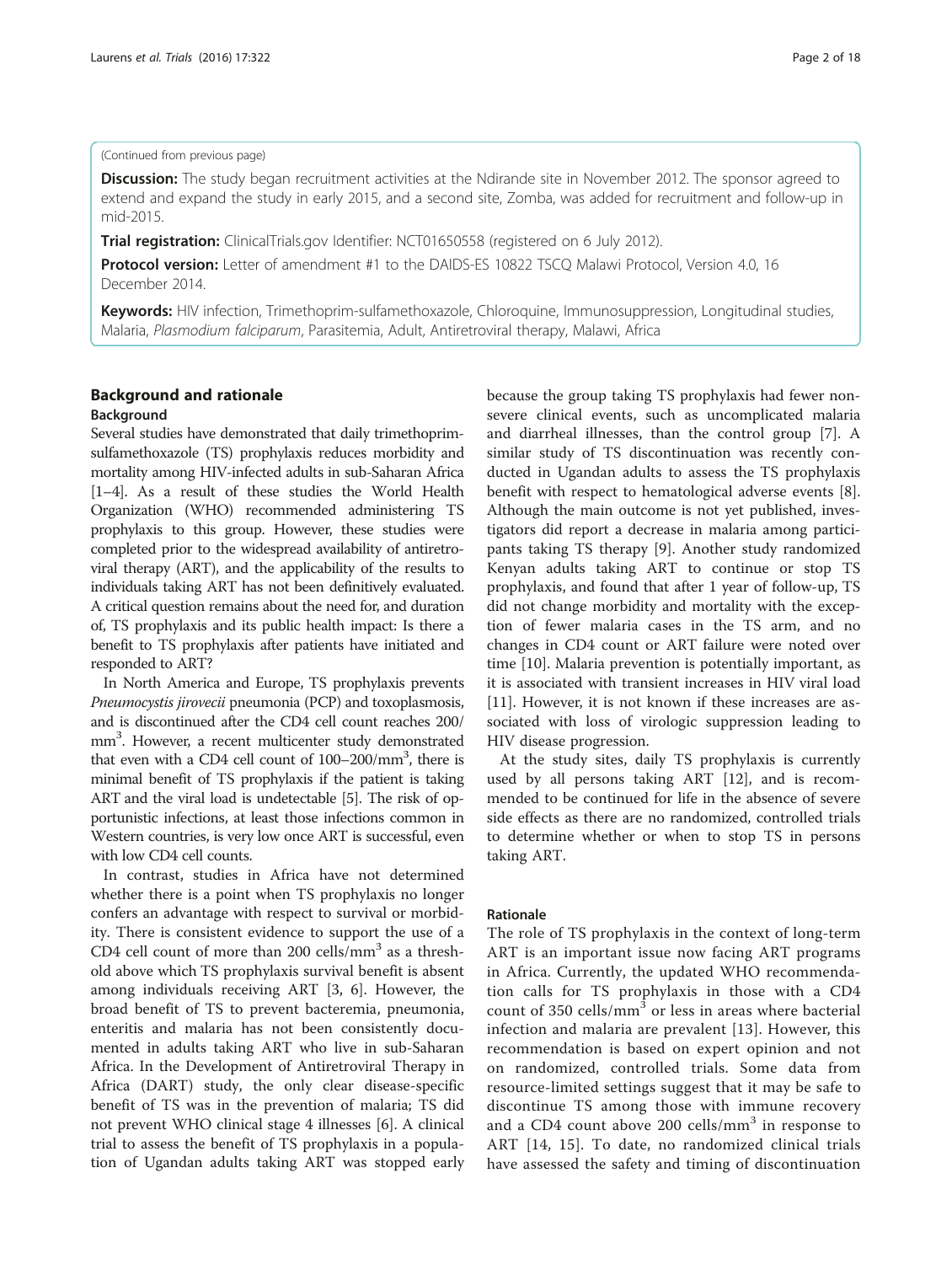(Continued from previous page)

**Discussion:** The study began recruitment activities at the Ndirande site in November 2012. The sponsor agreed to extend and expand the study in early 2015, and a second site, Zomba, was added for recruitment and follow-up in mid-2015.

**Trial registration:** ClinicalTrials.gov Identifier: NCT01650558 (registered on 6 July 2012).

**Protocol version:** Letter of amendment #1 to the DAIDS-ES 10822 TSCQ Malawi Protocol, Version 4.0, 16 December 2014.

**Keywords:** HIV infection, Trimethoprim-sulfamethoxazole, Chloroquine, Immunosuppression, Longitudinal studies, Malaria, *Plasmodium falciparum*, Parasitemia, Adult, Antiretroviral therapy, Malawi, Africa

## Background and rationale

### Background

Several studies have demonstrated that daily trimethoprim-sulfamethoxazole (TS) prophylaxis reduces morbidity and mortality among HIV-infected adults in sub-Saharan Africa [1–4]. As a result of these studies the World Health Organization (WHO) recommended administering TS prophylaxis to this group. However, these studies were completed prior to the widespread availability of antiretroviral therapy (ART), and the applicability of the results to individuals taking ART has not been definitively evaluated. A critical question remains about the need for, and duration of, TS prophylaxis and its public health impact: Is there a benefit to TS prophylaxis after patients have initiated and responded to ART?

In North America and Europe, TS prophylaxis prevents *Pneumocystis jirovecii* pneumonia (PCP) and toxoplasmosis, and is discontinued after the CD4 cell count reaches 200/mm$^3$. However, a recent multicenter study demonstrated that even with a CD4 cell count of 100–200/mm$^3$, there is minimal benefit of TS prophylaxis if the patient is taking ART and the viral load is undetectable [5]. The risk of opportunistic infections, at least those infections common in Western countries, is very low once ART is successful, even with low CD4 cell counts.

In contrast, studies in Africa have not determined whether there is a point when TS prophylaxis no longer confers an advantage with respect to survival or morbidity. There is consistent evidence to support the use of a CD4 cell count of more than 200 cells/mm$^3$ as a threshold above which TS prophylaxis survival benefit is absent among individuals receiving ART [3, 6]. However, the broad benefit of TS to prevent bacteremia, pneumonia, enteritis and malaria has not been consistently documented in adults taking ART who live in sub-Saharan Africa. In the Development of Antiretroviral Therapy in Africa (DART) study, the only clear disease-specific benefit of TS was in the prevention of malaria; TS did not prevent WHO clinical stage 4 illnesses [6]. A clinical trial to assess the benefit of TS prophylaxis in a population of Ugandan adults taking ART was stopped early because the group taking TS prophylaxis had fewer non-severe clinical events, such as uncomplicated malaria and diarrheal illnesses, than the control group [7]. A similar study of TS discontinuation was recently conducted in Ugandan adults to assess the TS prophylaxis benefit with respect to hematological adverse events [8]. Although the main outcome is not yet published, investigators did report a decrease in malaria among participants taking TS therapy [9]. Another study randomized Kenyan adults taking ART to continue or stop TS prophylaxis, and found that after 1 year of follow-up, TS did not change morbidity and mortality with the exception of fewer malaria cases in the TS arm, and no changes in CD4 count or ART failure were noted over time [10]. Malaria prevention is potentially important, as it is associated with transient increases in HIV viral load [11]. However, it is not known if these increases are associated with loss of virologic suppression leading to HIV disease progression.

At the study sites, daily TS prophylaxis is currently used by all persons taking ART [12], and is recommended to be continued for life in the absence of severe side effects as there are no randomized, controlled trials to determine whether or when to stop TS in persons taking ART.

### Rationale

The role of TS prophylaxis in the context of long-term ART is an important issue now facing ART programs in Africa. Currently, the updated WHO recommendation calls for TS prophylaxis in those with a CD4 count of 350 cells/mm$^3$ or less in areas where bacterial infection and malaria are prevalent [13]. However, this recommendation is based on expert opinion and not on randomized, controlled trials. Some data from resource-limited settings suggest that it may be safe to discontinue TS among those with immune recovery and a CD4 count above 200 cells/mm$^3$ in response to ART [14, 15]. To date, no randomized clinical trials have assessed the safety and timing of discontinuation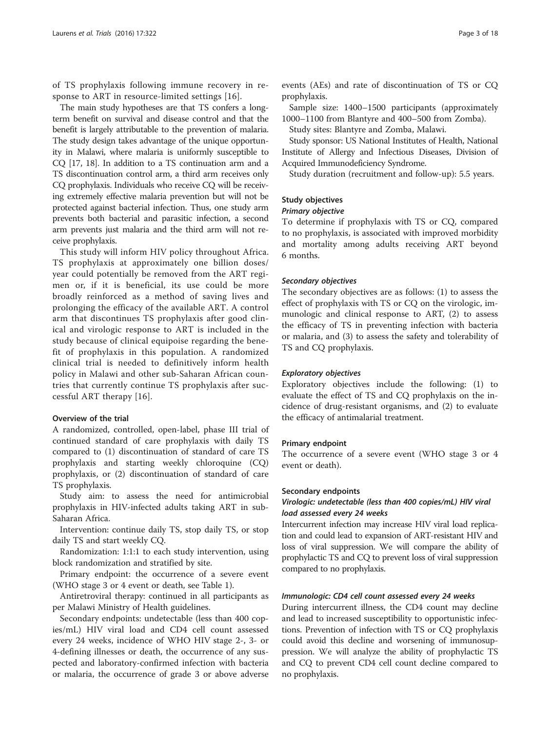of TS prophylaxis following immune recovery in response to ART in resource-limited settings [16].

The main study hypotheses are that TS confers a long-term benefit on survival and disease control and that the benefit is largely attributable to the prevention of malaria. The study design takes advantage of the unique opportunity in Malawi, where malaria is uniformly susceptible to CQ [17, 18]. In addition to a TS continuation arm and a TS discontinuation control arm, a third arm receives only CQ prophylaxis. Individuals who receive CQ will be receiving extremely effective malaria prevention but will not be protected against bacterial infection. Thus, one study arm prevents both bacterial and parasitic infection, a second arm prevents just malaria and the third arm will not receive prophylaxis.

This study will inform HIV policy throughout Africa. TS prophylaxis at approximately one billion doses/year could potentially be removed from the ART regimen or, if it is beneficial, its use could be more broadly reinforced as a method of saving lives and prolonging the efficacy of the available ART. A control arm that discontinues TS prophylaxis after good clinical and virologic response to ART is included in the study because of clinical equipoise regarding the benefit of prophylaxis in this population. A randomized clinical trial is needed to definitively inform health policy in Malawi and other sub-Saharan African countries that currently continue TS prophylaxis after successful ART therapy [16].

### Overview of the trial

A randomized, controlled, open-label, phase III trial of continued standard of care prophylaxis with daily TS compared to (1) discontinuation of standard of care TS prophylaxis and starting weekly chloroquine (CQ) prophylaxis, or (2) discontinuation of standard of care TS prophylaxis.

Study aim: to assess the need for antimicrobial prophylaxis in HIV-infected adults taking ART in sub-Saharan Africa.

Intervention: continue daily TS, stop daily TS, or stop daily TS and start weekly CQ.

Randomization: 1:1:1 to each study intervention, using block randomization and stratified by site.

Primary endpoint: the occurrence of a severe event (WHO stage 3 or 4 event or death, see Table 1).

Antiretroviral therapy: continued in all participants as per Malawi Ministry of Health guidelines.

Secondary endpoints: undetectable (less than 400 copies/mL) HIV viral load and CD4 cell count assessed every 24 weeks, incidence of WHO HIV stage 2-, 3- or 4-defining illnesses or death, the occurrence of any suspected and laboratory-confirmed infection with bacteria or malaria, the occurrence of grade 3 or above adverse events (AEs) and rate of discontinuation of TS or CQ prophylaxis.

Sample size: 1400–1500 participants (approximately 1000–1100 from Blantyre and 400–500 from Zomba).

Study sites: Blantyre and Zomba, Malawi.

Study sponsor: US National Institutes of Health, National Institute of Allergy and Infectious Diseases, Division of Acquired Immunodeficiency Syndrome.

Study duration (recruitment and follow-up): 5.5 years.

### Study objectives

#### *Primary objective*

To determine if prophylaxis with TS or CQ, compared to no prophylaxis, is associated with improved morbidity and mortality among adults receiving ART beyond 6 months.

#### *Secondary objectives*

The secondary objectives are as follows: (1) to assess the effect of prophylaxis with TS or CQ on the virologic, immunologic and clinical response to ART, (2) to assess the efficacy of TS in preventing infection with bacteria or malaria, and (3) to assess the safety and tolerability of TS and CQ prophylaxis.

#### *Exploratory objectives*

Exploratory objectives include the following: (1) to evaluate the effect of TS and CQ prophylaxis on the incidence of drug-resistant organisms, and (2) to evaluate the efficacy of antimalarial treatment.

### Primary endpoint

The occurrence of a severe event (WHO stage 3 or 4 event or death).

### Secondary endpoints

#### *Virologic: undetectable (less than 400 copies/mL) HIV viral load assessed every 24 weeks*

Intercurrent infection may increase HIV viral load replication and could lead to expansion of ART-resistant HIV and loss of viral suppression. We will compare the ability of prophylactic TS and CQ to prevent loss of viral suppression compared to no prophylaxis.

#### *Immunologic: CD4 cell count assessed every 24 weeks*

During intercurrent illness, the CD4 count may decline and lead to increased susceptibility to opportunistic infections. Prevention of infection with TS or CQ prophylaxis could avoid this decline and worsening of immunosuppression. We will analyze the ability of prophylactic TS and CQ to prevent CD4 cell count decline compared to no prophylaxis.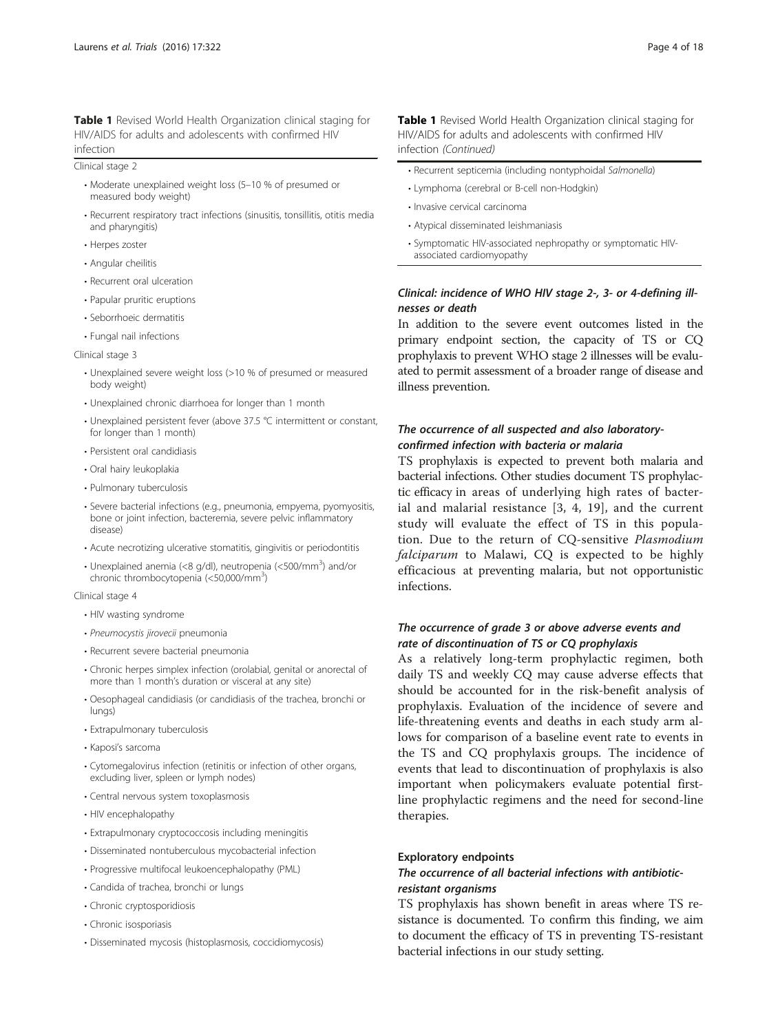**Table 1** Revised World Health Organization clinical staging for HIV/AIDS for adults and adolescents with confirmed HIV infection

Clinical stage 2

- Moderate unexplained weight loss (5–10 % of presumed or measured body weight)
- Recurrent respiratory tract infections (sinusitis, tonsillitis, otitis media and pharyngitis)
- Herpes zoster
- Angular cheilitis
- Recurrent oral ulceration
- Papular pruritic eruptions
- Seborrhoeic dermatitis
- Fungal nail infections

Clinical stage 3

- Unexplained severe weight loss (>10 % of presumed or measured body weight)
- Unexplained chronic diarrhoea for longer than 1 month
- Unexplained persistent fever (above 37.5 °C intermittent or constant, for longer than 1 month)
- Persistent oral candidiasis
- Oral hairy leukoplakia
- Pulmonary tuberculosis
- Severe bacterial infections (e.g., pneumonia, empyema, pyomyositis, bone or joint infection, bacteremia, severe pelvic inflammatory disease)
- Acute necrotizing ulcerative stomatitis, gingivitis or periodontitis
- Unexplained anemia (<8 g/dl), neutropenia (<500/mm$^3$) and/or chronic thrombocytopenia (<50,000/mm$^3$)

Clinical stage 4

- HIV wasting syndrome
- *Pneumocystis jirovecii* pneumonia
- Recurrent severe bacterial pneumonia
- Chronic herpes simplex infection (orolabial, genital or anorectal of more than 1 month's duration or visceral at any site)
- Oesophageal candidiasis (or candidiasis of the trachea, bronchi or lungs)
- Extrapulmonary tuberculosis
- Kaposi's sarcoma
- Cytomegalovirus infection (retinitis or infection of other organs, excluding liver, spleen or lymph nodes)
- Central nervous system toxoplasmosis
- HIV encephalopathy
- Extrapulmonary cryptococcosis including meningitis
- Disseminated nontuberculous mycobacterial infection
- Progressive multifocal leukoencephalopathy (PML)
- Candida of trachea, bronchi or lungs
- Chronic cryptosporidiosis
- Chronic isosporiasis
- Disseminated mycosis (histoplasmosis, coccidiomycosis)
- Recurrent septicemia (including nontyphoidal *Salmonella*)
- Lymphoma (cerebral or B-cell non-Hodgkin)
- Invasive cervical carcinoma
- Atypical disseminated leishmaniasis
- Symptomatic HIV-associated nephropathy or symptomatic HIV-associated cardiomyopathy

#### *Clinical: incidence of WHO HIV stage 2-, 3- or 4-defining illnesses or death*

In addition to the severe event outcomes listed in the primary endpoint section, the capacity of TS or CQ prophylaxis to prevent WHO stage 2 illnesses will be evaluated to permit assessment of a broader range of disease and illness prevention.

#### *The occurrence of all suspected and also laboratory-confirmed infection with bacteria or malaria*

TS prophylaxis is expected to prevent both malaria and bacterial infections. Other studies document TS prophylactic efficacy in areas of underlying high rates of bacterial and malarial resistance [3, 4, 19], and the current study will evaluate the effect of TS in this population. Due to the return of CQ-sensitive *Plasmodium falciparum* to Malawi, CQ is expected to be highly efficacious at preventing malaria, but not opportunistic infections.

#### *The occurrence of grade 3 or above adverse events and rate of discontinuation of TS or CQ prophylaxis*

As a relatively long-term prophylactic regimen, both daily TS and weekly CQ may cause adverse effects that should be accounted for in the risk-benefit analysis of prophylaxis. Evaluation of the incidence of severe and life-threatening events and deaths in each study arm allows for comparison of a baseline event rate to events in the TS and CQ prophylaxis groups. The incidence of events that lead to discontinuation of prophylaxis is also important when policymakers evaluate potential first-line prophylactic regimens and the need for second-line therapies.

### Exploratory endpoints

#### *The occurrence of all bacterial infections with antibiotic-resistant organisms*

TS prophylaxis has shown benefit in areas where TS resistance is documented. To confirm this finding, we aim to document the efficacy of TS in preventing TS-resistant bacterial infections in our study setting.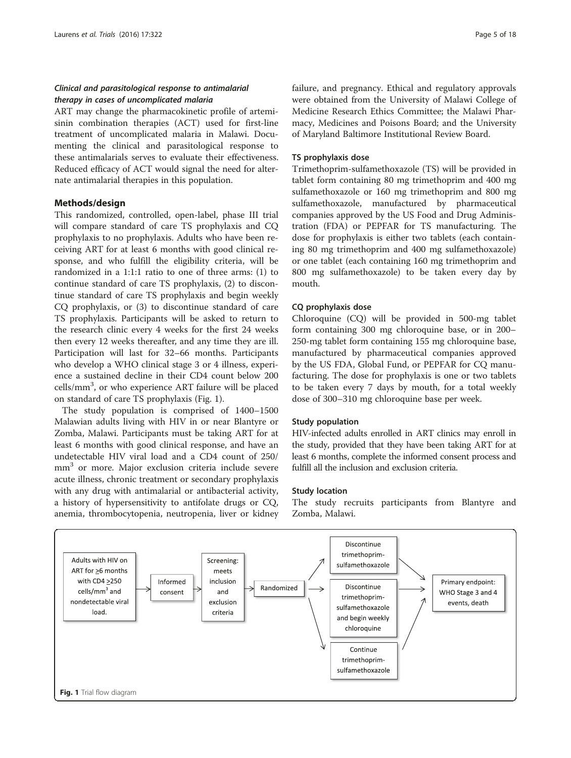### *Clinical and parasitological response to antimalarial therapy in cases of uncomplicated malaria*

ART may change the pharmacokinetic profile of artemisinin combination therapies (ACT) used for first-line treatment of uncomplicated malaria in Malawi. Documenting the clinical and parasitological response to these antimalarials serves to evaluate their effectiveness. Reduced efficacy of ACT would signal the need for alternate antimalarial therapies in this population.

## Methods/design

This randomized, controlled, open-label, phase III trial will compare standard of care TS prophylaxis and CQ prophylaxis to no prophylaxis. Adults who have been receiving ART for at least 6 months with good clinical response, and who fulfill the eligibility criteria, will be randomized in a 1:1:1 ratio to one of three arms: (1) to continue standard of care TS prophylaxis, (2) to discontinue standard of care TS prophylaxis and begin weekly CQ prophylaxis, or (3) to discontinue standard of care TS prophylaxis. Participants will be asked to return to the research clinic every 4 weeks for the first 24 weeks then every 12 weeks thereafter, and any time they are ill. Participation will last for 32–66 months. Participants who develop a WHO clinical stage 3 or 4 illness, experience a sustained decline in their CD4 count below 200 cells/mm$^3$, or who experience ART failure will be placed on standard of care TS prophylaxis (Fig. 1).

The study population is comprised of 1400–1500 Malawian adults living with HIV in or near Blantyre or Zomba, Malawi. Participants must be taking ART for at least 6 months with good clinical response, and have an undetectable HIV viral load and a CD4 count of 250/mm$^3$ or more. Major exclusion criteria include severe acute illness, chronic treatment or secondary prophylaxis with any drug with antimalarial or antibacterial activity, a history of hypersensitivity to antifolate drugs or CQ, anemia, thrombocytopenia, neutropenia, liver or kidney failure, and pregnancy. Ethical and regulatory approvals were obtained from the University of Malawi College of Medicine Research Ethics Committee; the Malawi Pharmacy, Medicines and Poisons Board; and the University of Maryland Baltimore Institutional Review Board.

### TS prophylaxis dose

Trimethoprim-sulfamethoxazole (TS) will be provided in tablet form containing 80 mg trimethoprim and 400 mg sulfamethoxazole or 160 mg trimethoprim and 800 mg sulfamethoxazole, manufactured by pharmaceutical companies approved by the US Food and Drug Administration (FDA) or PEPFAR for TS manufacturing. The dose for prophylaxis is either two tablets (each containing 80 mg trimethoprim and 400 mg sulfamethoxazole) or one tablet (each containing 160 mg trimethoprim and 800 mg sulfamethoxazole) to be taken every day by mouth.

### CQ prophylaxis dose

Chloroquine (CQ) will be provided in 500-mg tablet form containing 300 mg chloroquine base, or in 200–250-mg tablet form containing 155 mg chloroquine base, manufactured by pharmaceutical companies approved by the US FDA, Global Fund, or PEPFAR for CQ manufacturing. The dose for prophylaxis is one or two tablets to be taken every 7 days by mouth, for a total weekly dose of 300–310 mg chloroquine base per week.

### Study population

HIV-infected adults enrolled in ART clinics may enroll in the study, provided that they have been taking ART for at least 6 months, complete the informed consent process and fulfill all the inclusion and exclusion criteria.

### Study location

The study recruits participants from Blantyre and Zomba, Malawi.

Adults with HIV on ART for ≥6 months with CD4 ≥250 cells/mm$^3$ and nondetectable viral load. → Informed consent → Screening: meets inclusion and exclusion criteria → Randomized → Discontinue trimethoprim-sulfamethoxazole / Discontinue trimethoprim-sulfamethoxazole and begin weekly chloroquine / Continue trimethoprim-sulfamethoxazole → Primary endpoint: WHO Stage 3 and 4 events, death

**Fig. 1** Trial flow diagram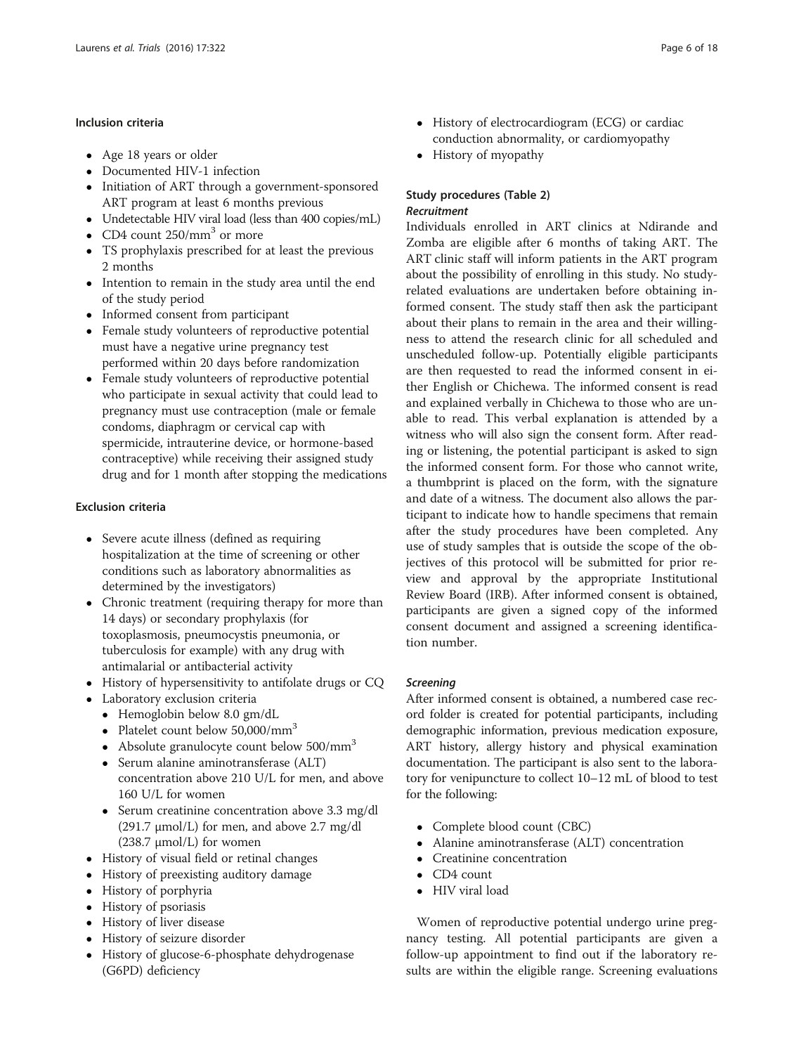#### Inclusion criteria

- Age 18 years or older
- Documented HIV-1 infection
- Initiation of ART through a government-sponsored ART program at least 6 months previous
- Undetectable HIV viral load (less than 400 copies/mL)
- CD4 count $250/mm^3$ or more
- TS prophylaxis prescribed for at least the previous 2 months
- Intention to remain in the study area until the end of the study period
- Informed consent from participant
- Female study volunteers of reproductive potential must have a negative urine pregnancy test performed within 20 days before randomization
- Female study volunteers of reproductive potential who participate in sexual activity that could lead to pregnancy must use contraception (male or female condoms, diaphragm or cervical cap with spermicide, intrauterine device, or hormone-based contraceptive) while receiving their assigned study drug and for 1 month after stopping the medications

#### Exclusion criteria

- Severe acute illness (defined as requiring hospitalization at the time of screening or other conditions such as laboratory abnormalities as determined by the investigators)
- Chronic treatment (requiring therapy for more than 14 days) or secondary prophylaxis (for toxoplasmosis, pneumocystis pneumonia, or tuberculosis for example) with any drug with antimalarial or antibacterial activity
- History of hypersensitivity to antifolate drugs or CQ
- Laboratory exclusion criteria
  - Hemoglobin below 8.0 gm/dL
  - Platelet count below $50,000/mm^3$
  - Absolute granulocyte count below $500/mm^3$
  - Serum alanine aminotransferase (ALT) concentration above 210 U/L for men, and above 160 U/L for women
  - Serum creatinine concentration above 3.3 mg/dl (291.7 μmol/L) for men, and above 2.7 mg/dl (238.7 μmol/L) for women
- History of visual field or retinal changes
- History of preexisting auditory damage
- History of porphyria
- History of psoriasis
- History of liver disease
- History of seizure disorder
- History of glucose-6-phosphate dehydrogenase (G6PD) deficiency
- History of electrocardiogram (ECG) or cardiac conduction abnormality, or cardiomyopathy
- History of myopathy

### Study procedures (Table 2)

#### *Recruitment*

Individuals enrolled in ART clinics at Ndirande and Zomba are eligible after 6 months of taking ART. The ART clinic staff will inform patients in the ART program about the possibility of enrolling in this study. No study-related evaluations are undertaken before obtaining informed consent. The study staff then ask the participant about their plans to remain in the area and their willingness to attend the research clinic for all scheduled and unscheduled follow-up. Potentially eligible participants are then requested to read the informed consent in either English or Chichewa. The informed consent is read and explained verbally in Chichewa to those who are unable to read. This verbal explanation is attended by a witness who will also sign the consent form. After reading or listening, the potential participant is asked to sign the informed consent form. For those who cannot write, a thumbprint is placed on the form, with the signature and date of a witness. The document also allows the participant to indicate how to handle specimens that remain after the study procedures have been completed. Any use of study samples that is outside the scope of the objectives of this protocol will be submitted for prior review and approval by the appropriate Institutional Review Board (IRB). After informed consent is obtained, participants are given a signed copy of the informed consent document and assigned a screening identification number.

#### *Screening*

After informed consent is obtained, a numbered case record folder is created for potential participants, including demographic information, previous medication exposure, ART history, allergy history and physical examination documentation. The participant is also sent to the laboratory for venipuncture to collect 10–12 mL of blood to test for the following:

- Complete blood count (CBC)
- Alanine aminotransferase (ALT) concentration
- Creatinine concentration
- CD4 count
- HIV viral load

Women of reproductive potential undergo urine pregnancy testing. All potential participants are given a follow-up appointment to find out if the laboratory results are within the eligible range. Screening evaluations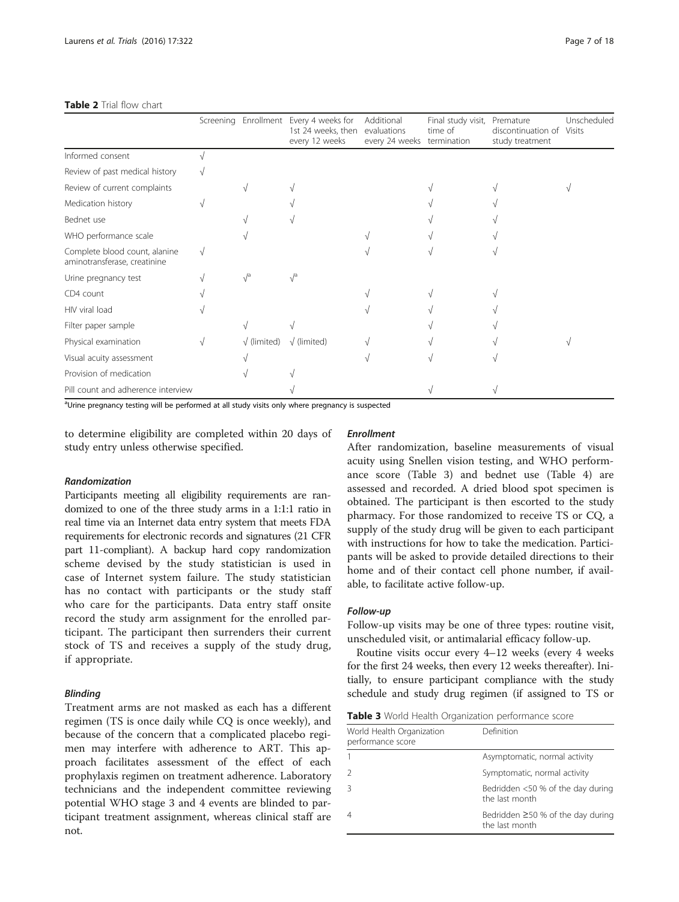**Table 2** Trial flow chart

| | Screening | Enrollment | Every 4 weeks for 1st 24 weeks, then every 12 weeks | Additional evaluations every 24 weeks | Final study visit, time of termination | Premature discontinuation of study treatment | Unscheduled Visits |
|---|---|---|---|---|---|---|---|
| Informed consent | √ | | | | | | |
| Review of past medical history | √ | | | | | | |
| Review of current complaints | | √ | √ | | √ | √ | √ |
| Medication history | √ | | √ | | √ | √ | |
| Bednet use | | √ | √ | | √ | √ | |
| WHO performance scale | | √ | | √ | √ | √ | |
| Complete blood count, alanine aminotransferase, creatinine | √ | | | √ | √ | √ | |
| Urine pregnancy test | √ | √[a] | √[a] | | | | |
| CD4 count | √ | | | √ | √ | √ | |
| HIV viral load | √ | | | √ | √ | √ | |
| Filter paper sample | | √ | √ | | √ | √ | |
| Physical examination | √ | √ (limited) | √ (limited) | √ | √ | √ | √ |
| Visual acuity assessment | | √ | | √ | √ | √ | |
| Provision of medication | | √ | √ | | | | |
| Pill count and adherence interview | | | √ | | √ | √ | |

[a]Urine pregnancy testing will be performed at all study visits only where pregnancy is suspected

to determine eligibility are completed within 20 days of study entry unless otherwise specified.

#### *Randomization*

Participants meeting all eligibility requirements are randomized to one of the three study arms in a 1:1:1 ratio in real time via an Internet data entry system that meets FDA requirements for electronic records and signatures (21 CFR part 11-compliant). A backup hard copy randomization scheme devised by the study statistician is used in case of Internet system failure. The study statistician has no contact with participants or the study staff who care for the participants. Data entry staff onsite record the study arm assignment for the enrolled participant. The participant then surrenders their current stock of TS and receives a supply of the study drug, if appropriate.

#### *Blinding*

Treatment arms are not masked as each has a different regimen (TS is once daily while CQ is once weekly), and because of the concern that a complicated placebo regimen may interfere with adherence to ART. This approach facilitates assessment of the effect of each prophylaxis regimen on treatment adherence. Laboratory technicians and the independent committee reviewing potential WHO stage 3 and 4 events are blinded to participant treatment assignment, whereas clinical staff are not.

#### *Enrollment*

After randomization, baseline measurements of visual acuity using Snellen vision testing, and WHO performance score (Table 3) and bednet use (Table 4) are assessed and recorded. A dried blood spot specimen is obtained. The participant is then escorted to the study pharmacy. For those randomized to receive TS or CQ, a supply of the study drug will be given to each participant with instructions for how to take the medication. Participants will be asked to provide detailed directions to their home and of their contact cell phone number, if available, to facilitate active follow-up.

#### *Follow-up*

Follow-up visits may be one of three types: routine visit, unscheduled visit, or antimalarial efficacy follow-up.

Routine visits occur every 4–12 weeks (every 4 weeks for the first 24 weeks, then every 12 weeks thereafter). Initially, to ensure participant compliance with the study schedule and study drug regimen (if assigned to TS or

**Table 3** World Health Organization performance score

| World Health Organization performance score | Definition |
|---|---|
| 1 | Asymptomatic, normal activity |
| 2 | Symptomatic, normal activity |
| 3 | Bedridden <50 % of the day during the last month |
| 4 | Bedridden ≥50 % of the day during the last month |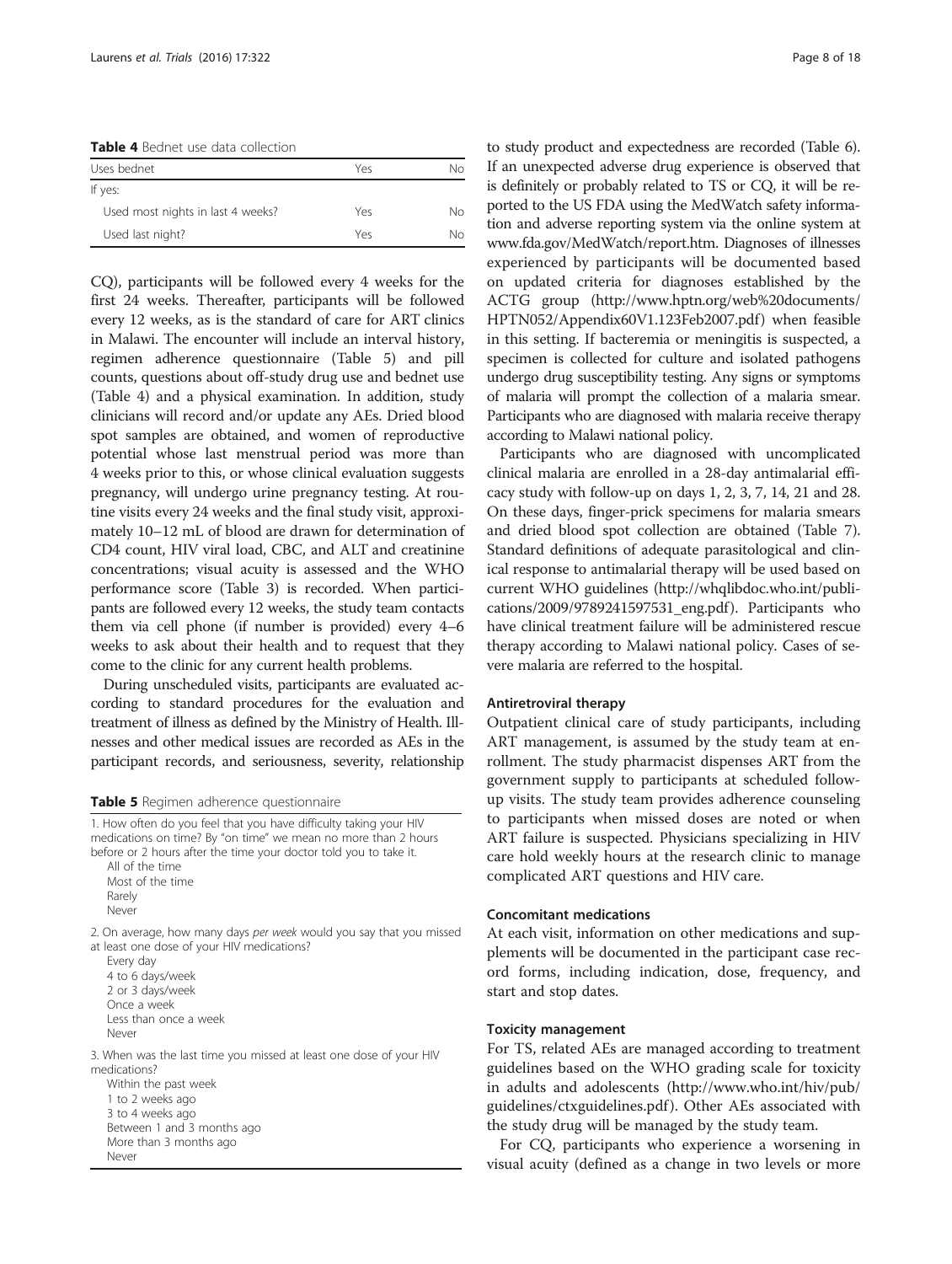**Table 4** Bednet use data collection

| Uses bednet | Yes | No |
| --- | --- | --- |
| If yes: | | |
| Used most nights in last 4 weeks? | Yes | No |
| Used last night? | Yes | No |

CQ), participants will be followed every 4 weeks for the first 24 weeks. Thereafter, participants will be followed every 12 weeks, as is the standard of care for ART clinics in Malawi. The encounter will include an interval history, regimen adherence questionnaire (Table 5) and pill counts, questions about off-study drug use and bednet use (Table 4) and a physical examination. In addition, study clinicians will record and/or update any AEs. Dried blood spot samples are obtained, and women of reproductive potential whose last menstrual period was more than 4 weeks prior to this, or whose clinical evaluation suggests pregnancy, will undergo urine pregnancy testing. At routine visits every 24 weeks and the final study visit, approximately 10–12 mL of blood are drawn for determination of CD4 count, HIV viral load, CBC, and ALT and creatinine concentrations; visual acuity is assessed and the WHO performance score (Table 3) is recorded. When participants are followed every 12 weeks, the study team contacts them via cell phone (if number is provided) every 4–6 weeks to ask about their health and to request that they come to the clinic for any current health problems.

During unscheduled visits, participants are evaluated according to standard procedures for the evaluation and treatment of illness as defined by the Ministry of Health. Illnesses and other medical issues are recorded as AEs in the participant records, and seriousness, severity, relationship

**Table 5** Regimen adherence questionnaire

| |
| --- |
| 1. How often do you feel that you have difficulty taking your HIV medications on time? By "on time" we mean no more than 2 hours before or 2 hours after the time your doctor told you to take it.<br>All of the time<br>Most of the time<br>Rarely<br>Never |
| 2. On average, how many days *per week* would you say that you missed at least one dose of your HIV medications?<br>Every day<br>4 to 6 days/week<br>2 or 3 days/week<br>Once a week<br>Less than once a week<br>Never |
| 3. When was the last time you missed at least one dose of your HIV medications?<br>Within the past week<br>1 to 2 weeks ago<br>3 to 4 weeks ago<br>Between 1 and 3 months ago<br>More than 3 months ago<br>Never |

to study product and expectedness are recorded (Table 6). If an unexpected adverse drug experience is observed that is definitely or probably related to TS or CQ, it will be reported to the US FDA using the MedWatch safety information and adverse reporting system via the online system at www.fda.gov/MedWatch/report.htm. Diagnoses of illnesses experienced by participants will be documented based on updated criteria for diagnoses established by the ACTG group (http://www.hptn.org/web%20documents/HPTN052/Appendix60V1.123Feb2007.pdf) when feasible in this setting. If bacteremia or meningitis is suspected, a specimen is collected for culture and isolated pathogens undergo drug susceptibility testing. Any signs or symptoms of malaria will prompt the collection of a malaria smear. Participants who are diagnosed with malaria receive therapy according to Malawi national policy.

Participants who are diagnosed with uncomplicated clinical malaria are enrolled in a 28-day antimalarial efficacy study with follow-up on days 1, 2, 3, 7, 14, 21 and 28. On these days, finger-prick specimens for malaria smears and dried blood spot collection are obtained (Table 7). Standard definitions of adequate parasitological and clinical response to antimalarial therapy will be used based on current WHO guidelines (http://whqlibdoc.who.int/publications/2009/9789241597531_eng.pdf). Participants who have clinical treatment failure will be administered rescue therapy according to Malawi national policy. Cases of severe malaria are referred to the hospital.

#### Antiretroviral therapy

Outpatient clinical care of study participants, including ART management, is assumed by the study team at enrollment. The study pharmacist dispenses ART from the government supply to participants at scheduled follow-up visits. The study team provides adherence counseling to participants when missed doses are noted or when ART failure is suspected. Physicians specializing in HIV care hold weekly hours at the research clinic to manage complicated ART questions and HIV care.

#### Concomitant medications

At each visit, information on other medications and supplements will be documented in the participant case record forms, including indication, dose, frequency, and start and stop dates.

#### Toxicity management

For TS, related AEs are managed according to treatment guidelines based on the WHO grading scale for toxicity in adults and adolescents (http://www.who.int/hiv/pub/guidelines/ctxguidelines.pdf). Other AEs associated with the study drug will be managed by the study team.

For CQ, participants who experience a worsening in visual acuity (defined as a change in two levels or more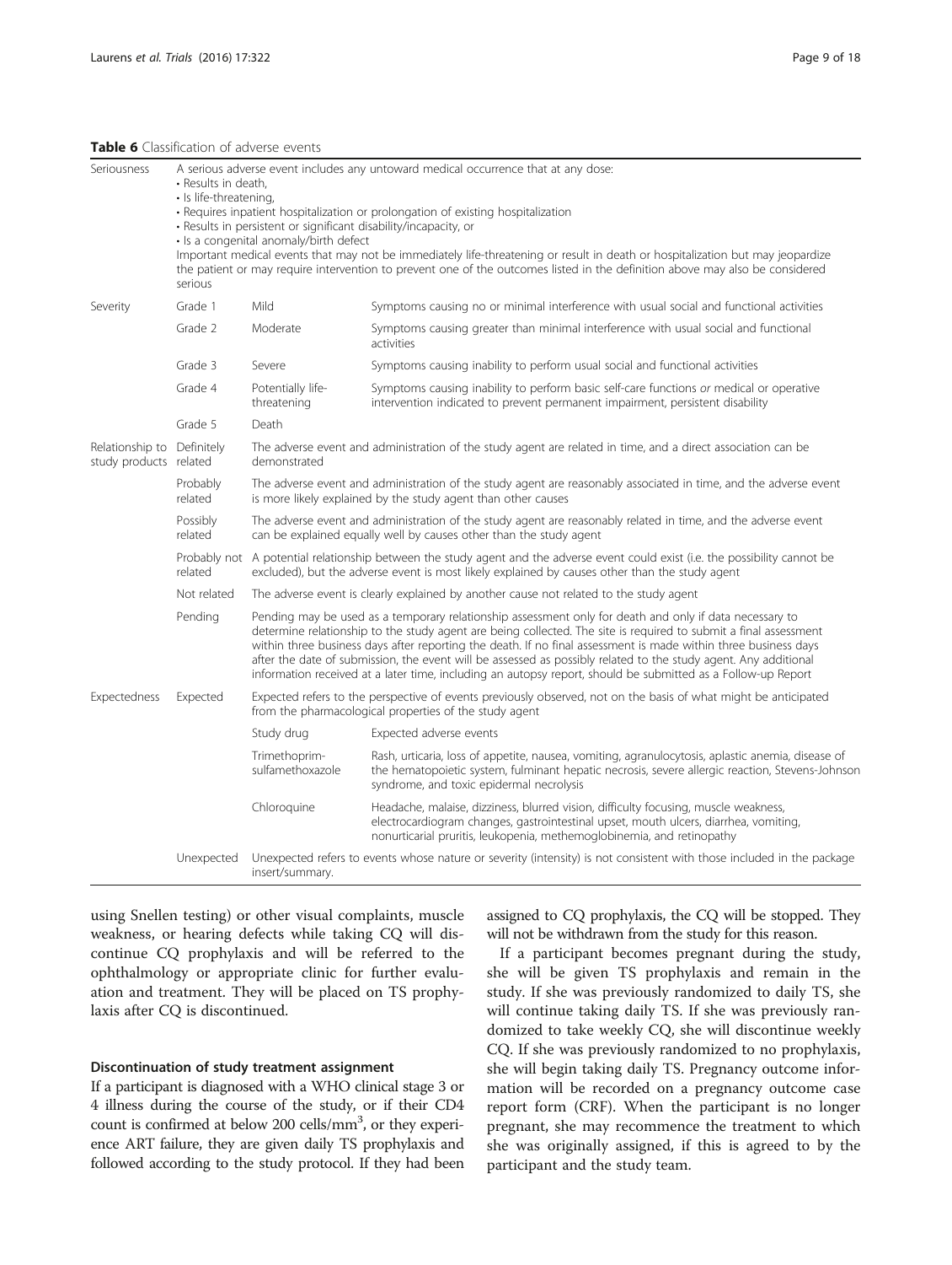**Table 6** Classification of adverse events

| | | | |
|---|---|---|---|
| Seriousness | A serious adverse event includes any untoward medical occurrence that at any dose:<br>• Results in death,<br>• Is life-threatening,<br>• Requires inpatient hospitalization or prolongation of existing hospitalization<br>• Results in persistent or significant disability/incapacity, or<br>• Is a congenital anomaly/birth defect<br>Important medical events that may not be immediately life-threatening or result in death or hospitalization but may jeopardize the patient or may require intervention to prevent one of the outcomes listed in the definition above may also be considered serious | | |
| Severity | Grade 1 | Mild | Symptoms causing no or minimal interference with usual social and functional activities |
| | Grade 2 | Moderate | Symptoms causing greater than minimal interference with usual social and functional activities |
| | Grade 3 | Severe | Symptoms causing inability to perform usual social and functional activities |
| | Grade 4 | Potentially life-threatening | Symptoms causing inability to perform basic self-care functions *or* medical or operative intervention indicated to prevent permanent impairment, persistent disability |
| | Grade 5 | Death | |
| Relationship to study products | Definitely related | The adverse event and administration of the study agent are related in time, and a direct association can be demonstrated | |
| | Probably related | The adverse event and administration of the study agent are reasonably associated in time, and the adverse event is more likely explained by the study agent than other causes | |
| | Possibly related | The adverse event and administration of the study agent are reasonably related in time, and the adverse event can be explained equally well by causes other than the study agent | |
| | Probably not related | A potential relationship between the study agent and the adverse event could exist (i.e. the possibility cannot be excluded), but the adverse event is most likely explained by causes other than the study agent | |
| | Not related | The adverse event is clearly explained by another cause not related to the study agent | |
| | Pending | Pending may be used as a temporary relationship assessment only for death and only if data necessary to determine relationship to the study agent are being collected. The site is required to submit a final assessment within three business days after reporting the death. If no final assessment is made within three business days after the date of submission, the event will be assessed as possibly related to the study agent. Any additional information received at a later time, including an autopsy report, should be submitted as a Follow-up Report | |
| Expectedness | Expected | Expected refers to the perspective of events previously observed, not on the basis of what might be anticipated from the pharmacological properties of the study agent | |
| | | Study drug | Expected adverse events |
| | | Trimethoprim-sulfamethoxazole | Rash, urticaria, loss of appetite, nausea, vomiting, agranulocytosis, aplastic anemia, disease of the hematopoietic system, fulminant hepatic necrosis, severe allergic reaction, Stevens-Johnson syndrome, and toxic epidermal necrolysis |
| | | Chloroquine | Headache, malaise, dizziness, blurred vision, difficulty focusing, muscle weakness, electrocardiogram changes, gastrointestinal upset, mouth ulcers, diarrhea, vomiting, nonurticarial pruritis, leukopenia, methemoglobinemia, and retinopathy |
| | Unexpected | Unexpected refers to events whose nature or severity (intensity) is not consistent with those included in the package insert/summary. | |

using Snellen testing) or other visual complaints, muscle weakness, or hearing defects while taking CQ will discontinue CQ prophylaxis and will be referred to the ophthalmology or appropriate clinic for further evaluation and treatment. They will be placed on TS prophylaxis after CQ is discontinued.

#### Discontinuation of study treatment assignment

If a participant is diagnosed with a WHO clinical stage 3 or 4 illness during the course of the study, or if their CD4 count is confirmed at below 200 cells/mm$^3$, or they experience ART failure, they are given daily TS prophylaxis and followed according to the study protocol. If they had been assigned to CQ prophylaxis, the CQ will be stopped. They will not be withdrawn from the study for this reason.

If a participant becomes pregnant during the study, she will be given TS prophylaxis and remain in the study. If she was previously randomized to daily TS, she will continue taking daily TS. If she was previously randomized to take weekly CQ, she will discontinue weekly CQ. If she was previously randomized to no prophylaxis, she will begin taking daily TS. Pregnancy outcome information will be recorded on a pregnancy outcome case report form (CRF). When the participant is no longer pregnant, she may recommence the treatment to which she was originally assigned, if this is agreed to by the participant and the study team.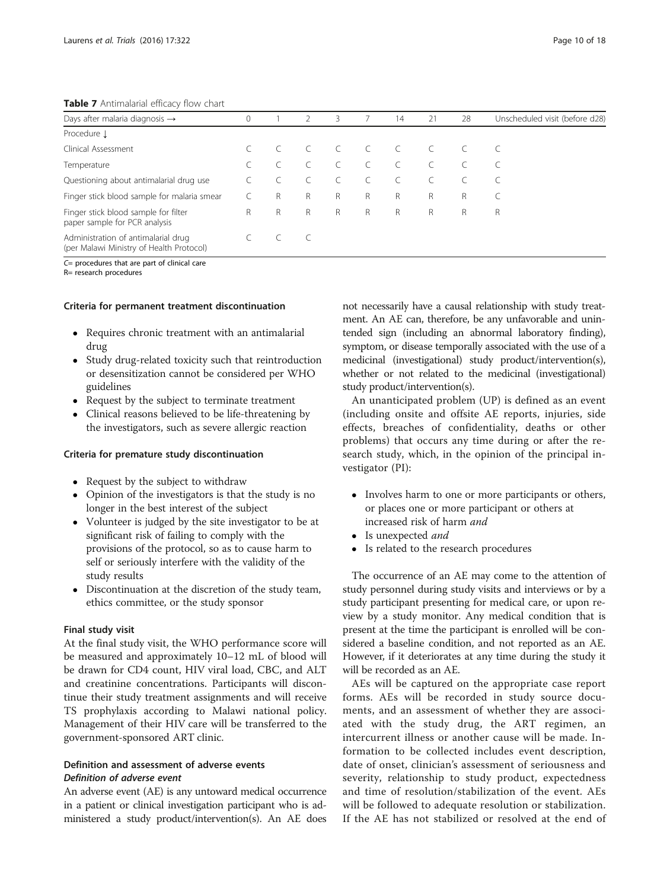**Table 7** Antimalarial efficacy flow chart

| Days after malaria diagnosis → | 0 | 1 | 2 | 3 | 7 | 14 | 21 | 28 | Unscheduled visit (before d28) |
|---|---|---|---|---|---|---|---|---|---|
| Procedure ↓ | | | | | | | | | |
| Clinical Assessment | C | C | C | C | C | C | C | C | C |
| Temperature | C | C | C | C | C | C | C | C | C |
| Questioning about antimalarial drug use | C | C | C | C | C | C | C | C | C |
| Finger stick blood sample for malaria smear | C | R | R | R | R | R | R | R | C |
| Finger stick blood sample for filter paper sample for PCR analysis | R | R | R | R | R | R | R | R | R |
| Administration of antimalarial drug (per Malawi Ministry of Health Protocol) | C | C | C | | | | | | |

C= procedures that are part of clinical care
R= research procedures

#### Criteria for permanent treatment discontinuation

- Requires chronic treatment with an antimalarial drug
- Study drug-related toxicity such that reintroduction or desensitization cannot be considered per WHO guidelines
- Request by the subject to terminate treatment
- Clinical reasons believed to be life-threatening by the investigators, such as severe allergic reaction

#### Criteria for premature study discontinuation

- Request by the subject to withdraw
- Opinion of the investigators is that the study is no longer in the best interest of the subject
- Volunteer is judged by the site investigator to be at significant risk of failing to comply with the provisions of the protocol, so as to cause harm to self or seriously interfere with the validity of the study results
- Discontinuation at the discretion of the study team, ethics committee, or the study sponsor

#### Final study visit

At the final study visit, the WHO performance score will be measured and approximately 10–12 mL of blood will be drawn for CD4 count, HIV viral load, CBC, and ALT and creatinine concentrations. Participants will discontinue their study treatment assignments and will receive TS prophylaxis according to Malawi national policy. Management of their HIV care will be transferred to the government-sponsored ART clinic.

### Definition and assessment of adverse events

#### *Definition of adverse event*

An adverse event (AE) is any untoward medical occurrence in a patient or clinical investigation participant who is administered a study product/intervention(s). An AE does not necessarily have a causal relationship with study treatment. An AE can, therefore, be any unfavorable and unintended sign (including an abnormal laboratory finding), symptom, or disease temporally associated with the use of a medicinal (investigational) study product/intervention(s), whether or not related to the medicinal (investigational) study product/intervention(s).

An unanticipated problem (UP) is defined as an event (including onsite and offsite AE reports, injuries, side effects, breaches of confidentiality, deaths or other problems) that occurs any time during or after the research study, which, in the opinion of the principal investigator (PI):

- Involves harm to one or more participants or others, or places one or more participant or others at increased risk of harm *and*
- Is unexpected *and*
- Is related to the research procedures

The occurrence of an AE may come to the attention of study personnel during study visits and interviews or by a study participant presenting for medical care, or upon review by a study monitor. Any medical condition that is present at the time the participant is enrolled will be considered a baseline condition, and not reported as an AE. However, if it deteriorates at any time during the study it will be recorded as an AE.

AEs will be captured on the appropriate case report forms. AEs will be recorded in study source documents, and an assessment of whether they are associated with the study drug, the ART regimen, an intercurrent illness or another cause will be made. Information to be collected includes event description, date of onset, clinician's assessment of seriousness and severity, relationship to study product, expectedness and time of resolution/stabilization of the event. AEs will be followed to adequate resolution or stabilization. If the AE has not stabilized or resolved at the end of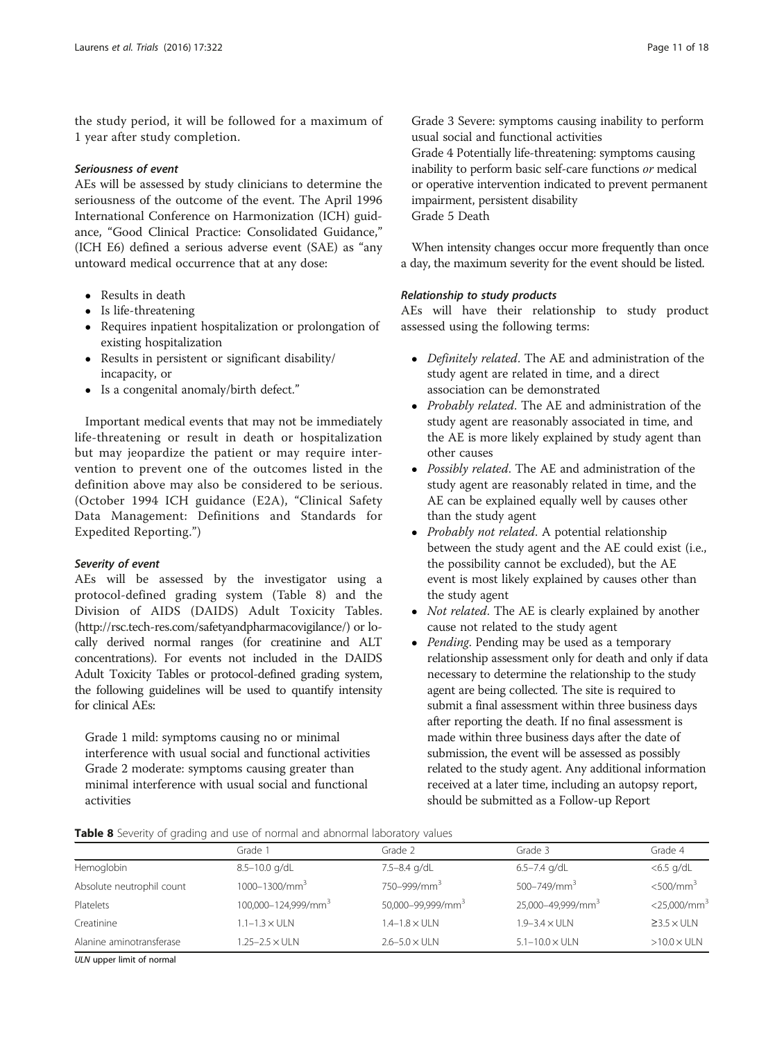the study period, it will be followed for a maximum of 1 year after study completion.

#### *Seriousness of event*

AEs will be assessed by study clinicians to determine the seriousness of the outcome of the event. The April 1996 International Conference on Harmonization (ICH) guidance, "Good Clinical Practice: Consolidated Guidance," (ICH E6) defined a serious adverse event (SAE) as "any untoward medical occurrence that at any dose:

- Results in death
- Is life-threatening
- Requires inpatient hospitalization or prolongation of existing hospitalization
- Results in persistent or significant disability/incapacity, or
- Is a congenital anomaly/birth defect."

Important medical events that may not be immediately life-threatening or result in death or hospitalization but may jeopardize the patient or may require intervention to prevent one of the outcomes listed in the definition above may also be considered to be serious. (October 1994 ICH guidance (E2A), "Clinical Safety Data Management: Definitions and Standards for Expedited Reporting.")

#### *Severity of event*

AEs will be assessed by the investigator using a protocol-defined grading system (Table 8) and the Division of AIDS (DAIDS) Adult Toxicity Tables. (http://rsc.tech-res.com/safetyandpharmacovigilance/) or locally derived normal ranges (for creatinine and ALT concentrations). For events not included in the DAIDS Adult Toxicity Tables or protocol-defined grading system, the following guidelines will be used to quantify intensity for clinical AEs:

Grade 1 mild: symptoms causing no or minimal interference with usual social and functional activities
Grade 2 moderate: symptoms causing greater than minimal interference with usual social and functional activities
Grade 3 Severe: symptoms causing inability to perform usual social and functional activities
Grade 4 Potentially life-threatening: symptoms causing inability to perform basic self-care functions *or* medical or operative intervention indicated to prevent permanent impairment, persistent disability
Grade 5 Death

When intensity changes occur more frequently than once a day, the maximum severity for the event should be listed.

#### *Relationship to study products*

AEs will have their relationship to study product assessed using the following terms:

- *Definitely related*. The AE and administration of the study agent are related in time, and a direct association can be demonstrated
- *Probably related*. The AE and administration of the study agent are reasonably associated in time, and the AE is more likely explained by study agent than other causes
- *Possibly related*. The AE and administration of the study agent are reasonably related in time, and the AE can be explained equally well by causes other than the study agent
- *Probably not related*. A potential relationship between the study agent and the AE could exist (i.e., the possibility cannot be excluded), but the AE event is most likely explained by causes other than the study agent
- *Not related*. The AE is clearly explained by another cause not related to the study agent
- *Pending*. Pending may be used as a temporary relationship assessment only for death and only if data necessary to determine the relationship to the study agent are being collected. The site is required to submit a final assessment within three business days after reporting the death. If no final assessment is made within three business days after the date of submission, the event will be assessed as possibly related to the study agent. Any additional information received at a later time, including an autopsy report, should be submitted as a Follow-up Report

**Table 8** Severity of grading and use of normal and abnormal laboratory values

| | Grade 1 | Grade 2 | Grade 3 | Grade 4 |
|---|---|---|---|---|
| Hemoglobin | 8.5–10.0 g/dL | 7.5–8.4 g/dL | 6.5–7.4 g/dL | <6.5 g/dL |
| Absolute neutrophil count | 1000–1300/mm$^3$ | 750–999/mm$^3$ | 500–749/mm$^3$ | <500/mm$^3$ |
| Platelets | 100,000–124,999/mm$^3$ | 50,000–99,999/mm$^3$ | 25,000–49,999/mm$^3$ | <25,000/mm$^3$ |
| Creatinine | 1.1–1.3 × ULN | 1.4–1.8 × ULN | 1.9–3.4 × ULN | ≥3.5 × ULN |
| Alanine aminotransferase | 1.25–2.5 × ULN | 2.6–5.0 × ULN | 5.1–10.0 × ULN | >10.0 × ULN |

*ULN* upper limit of normal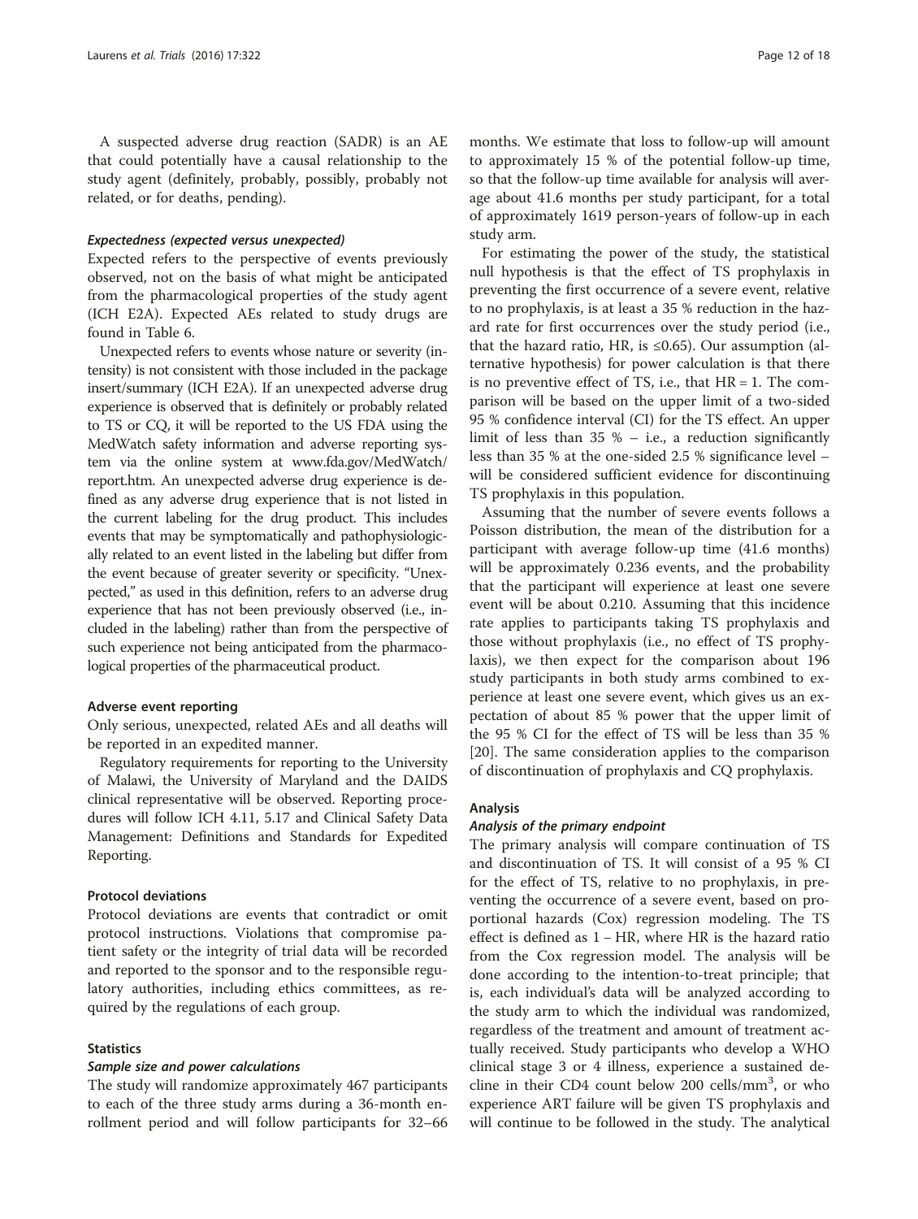A suspected adverse drug reaction (SADR) is an AE that could potentially have a causal relationship to the study agent (definitely, probably, possibly, probably not related, or for deaths, pending).

#### *Expectedness (expected versus unexpected)*

Expected refers to the perspective of events previously observed, not on the basis of what might be anticipated from the pharmacological properties of the study agent (ICH E2A). Expected AEs related to study drugs are found in Table 6.

Unexpected refers to events whose nature or severity (intensity) is not consistent with those included in the package insert/summary (ICH E2A). If an unexpected adverse drug experience is observed that is definitely or probably related to TS or CQ, it will be reported to the US FDA using the MedWatch safety information and adverse reporting system via the online system at www.fda.gov/MedWatch/report.htm. An unexpected adverse drug experience is defined as any adverse drug experience that is not listed in the current labeling for the drug product. This includes events that may be symptomatically and pathophysiologically related to an event listed in the labeling but differ from the event because of greater severity or specificity. "Unexpected," as used in this definition, refers to an adverse drug experience that has not been previously observed (i.e., included in the labeling) rather than from the perspective of such experience not being anticipated from the pharmacological properties of the pharmaceutical product.

### Adverse event reporting

Only serious, unexpected, related AEs and all deaths will be reported in an expedited manner.

Regulatory requirements for reporting to the University of Malawi, the University of Maryland and the DAIDS clinical representative will be observed. Reporting procedures will follow ICH 4.11, 5.17 and Clinical Safety Data Management: Definitions and Standards for Expedited Reporting.

### Protocol deviations

Protocol deviations are events that contradict or omit protocol instructions. Violations that compromise patient safety or the integrity of trial data will be recorded and reported to the sponsor and to the responsible regulatory authorities, including ethics committees, as required by the regulations of each group.

### Statistics

#### *Sample size and power calculations*

The study will randomize approximately 467 participants to each of the three study arms during a 36-month enrollment period and will follow participants for 32–66 months. We estimate that loss to follow-up will amount to approximately 15 % of the potential follow-up time, so that the follow-up time available for analysis will average about 41.6 months per study participant, for a total of approximately 1619 person-years of follow-up in each study arm.

For estimating the power of the study, the statistical null hypothesis is that the effect of TS prophylaxis in preventing the first occurrence of a severe event, relative to no prophylaxis, is at least a 35 % reduction in the hazard rate for first occurrences over the study period (i.e., that the hazard ratio, HR, is $\leq 0.65$). Our assumption (alternative hypothesis) for power calculation is that there is no preventive effect of TS, i.e., that HR = 1. The comparison will be based on the upper limit of a two-sided 95 % confidence interval (CI) for the TS effect. An upper limit of less than 35 % – i.e., a reduction significantly less than 35 % at the one-sided 2.5 % significance level – will be considered sufficient evidence for discontinuing TS prophylaxis in this population.

Assuming that the number of severe events follows a Poisson distribution, the mean of the distribution for a participant with average follow-up time (41.6 months) will be approximately 0.236 events, and the probability that the participant will experience at least one severe event will be about 0.210. Assuming that this incidence rate applies to participants taking TS prophylaxis and those without prophylaxis (i.e., no effect of TS prophylaxis), we then expect for the comparison about 196 study participants in both study arms combined to experience at least one severe event, which gives us an expectation of about 85 % power that the upper limit of the 95 % CI for the effect of TS will be less than 35 % [20]. The same consideration applies to the comparison of discontinuation of prophylaxis and CQ prophylaxis.

### Analysis

#### *Analysis of the primary endpoint*

The primary analysis will compare continuation of TS and discontinuation of TS. It will consist of a 95 % CI for the effect of TS, relative to no prophylaxis, in preventing the occurrence of a severe event, based on proportional hazards (Cox) regression modeling. The TS effect is defined as 1 – HR, where HR is the hazard ratio from the Cox regression model. The analysis will be done according to the intention-to-treat principle; that is, each individual's data will be analyzed according to the study arm to which the individual was randomized, regardless of the treatment and amount of treatment actually received. Study participants who develop a WHO clinical stage 3 or 4 illness, experience a sustained decline in their CD4 count below 200 cells/mm$^3$, or who experience ART failure will be given TS prophylaxis and will continue to be followed in the study. The analytical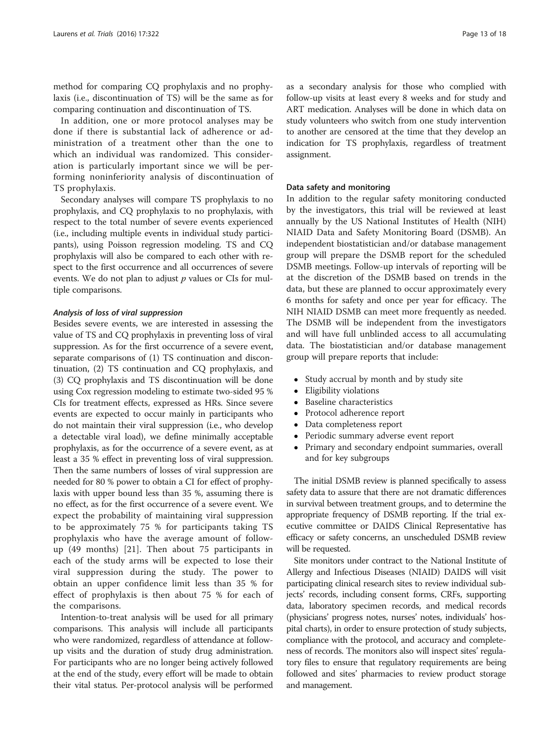method for comparing CQ prophylaxis and no prophylaxis (i.e., discontinuation of TS) will be the same as for comparing continuation and discontinuation of TS.

In addition, one or more protocol analyses may be done if there is substantial lack of adherence or administration of a treatment other than the one to which an individual was randomized. This consideration is particularly important since we will be performing noninferiority analysis of discontinuation of TS prophylaxis.

Secondary analyses will compare TS prophylaxis to no prophylaxis, and CQ prophylaxis to no prophylaxis, with respect to the total number of severe events experienced (i.e., including multiple events in individual study participants), using Poisson regression modeling. TS and CQ prophylaxis will also be compared to each other with respect to the first occurrence and all occurrences of severe events. We do not plan to adjust $p$ values or CIs for multiple comparisons.

#### *Analysis of loss of viral suppression*

Besides severe events, we are interested in assessing the value of TS and CQ prophylaxis in preventing loss of viral suppression. As for the first occurrence of a severe event, separate comparisons of (1) TS continuation and discontinuation, (2) TS continuation and CQ prophylaxis, and (3) CQ prophylaxis and TS discontinuation will be done using Cox regression modeling to estimate two-sided 95 % CIs for treatment effects, expressed as HRs. Since severe events are expected to occur mainly in participants who do not maintain their viral suppression (i.e., who develop a detectable viral load), we define minimally acceptable prophylaxis, as for the occurrence of a severe event, as at least a 35 % effect in preventing loss of viral suppression. Then the same numbers of losses of viral suppression are needed for 80 % power to obtain a CI for effect of prophylaxis with upper bound less than 35 %, assuming there is no effect, as for the first occurrence of a severe event. We expect the probability of maintaining viral suppression to be approximately 75 % for participants taking TS prophylaxis who have the average amount of follow-up (49 months) [21]. Then about 75 participants in each of the study arms will be expected to lose their viral suppression during the study. The power to obtain an upper confidence limit less than 35 % for effect of prophylaxis is then about 75 % for each of the comparisons.

Intention-to-treat analysis will be used for all primary comparisons. This analysis will include all participants who were randomized, regardless of attendance at follow-up visits and the duration of study drug administration. For participants who are no longer being actively followed at the end of the study, every effort will be made to obtain their vital status. Per-protocol analysis will be performed as a secondary analysis for those who complied with follow-up visits at least every 8 weeks and for study and ART medication. Analyses will be done in which data on study volunteers who switch from one study intervention to another are censored at the time that they develop an indication for TS prophylaxis, regardless of treatment assignment.

### Data safety and monitoring

In addition to the regular safety monitoring conducted by the investigators, this trial will be reviewed at least annually by the US National Institutes of Health (NIH) NIAID Data and Safety Monitoring Board (DSMB). An independent biostatistician and/or database management group will prepare the DSMB report for the scheduled DSMB meetings. Follow-up intervals of reporting will be at the discretion of the DSMB based on trends in the data, but these are planned to occur approximately every 6 months for safety and once per year for efficacy. The NIH NIAID DSMB can meet more frequently as needed. The DSMB will be independent from the investigators and will have full unblinded access to all accumulating data. The biostatistician and/or database management group will prepare reports that include:

- Study accrual by month and by study site
- Eligibility violations
- Baseline characteristics
- Protocol adherence report
- Data completeness report
- Periodic summary adverse event report
- Primary and secondary endpoint summaries, overall and for key subgroups

The initial DSMB review is planned specifically to assess safety data to assure that there are not dramatic differences in survival between treatment groups, and to determine the appropriate frequency of DSMB reporting. If the trial executive committee or DAIDS Clinical Representative has efficacy or safety concerns, an unscheduled DSMB review will be requested.

Site monitors under contract to the National Institute of Allergy and Infectious Diseases (NIAID) DAIDS will visit participating clinical research sites to review individual subjects' records, including consent forms, CRFs, supporting data, laboratory specimen records, and medical records (physicians' progress notes, nurses' notes, individuals' hospital charts), in order to ensure protection of study subjects, compliance with the protocol, and accuracy and completeness of records. The monitors also will inspect sites' regulatory files to ensure that regulatory requirements are being followed and sites' pharmacies to review product storage and management.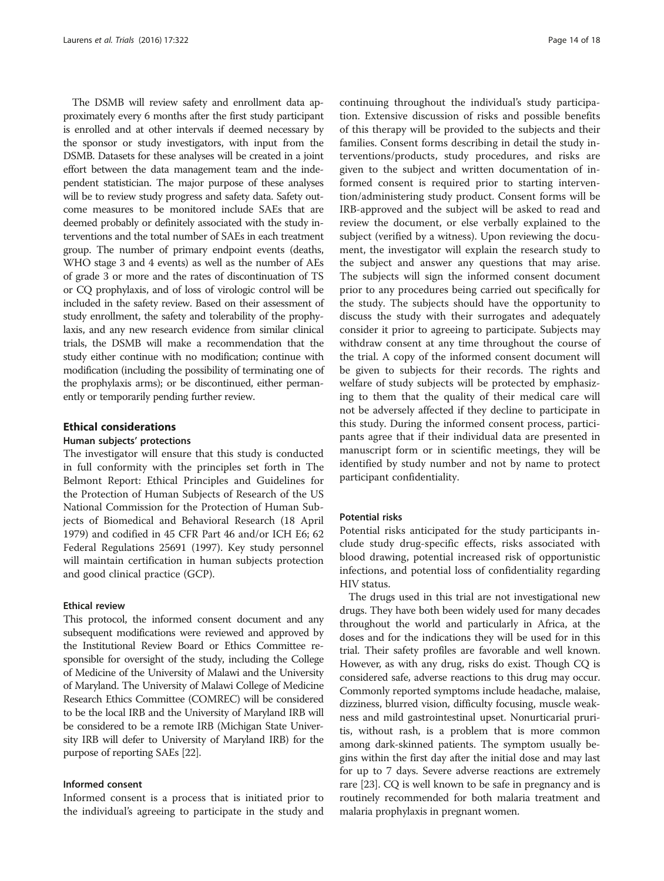The DSMB will review safety and enrollment data approximately every 6 months after the first study participant is enrolled and at other intervals if deemed necessary by the sponsor or study investigators, with input from the DSMB. Datasets for these analyses will be created in a joint effort between the data management team and the independent statistician. The major purpose of these analyses will be to review study progress and safety data. Safety outcome measures to be monitored include SAEs that are deemed probably or definitely associated with the study interventions and the total number of SAEs in each treatment group. The number of primary endpoint events (deaths, WHO stage 3 and 4 events) as well as the number of AEs of grade 3 or more and the rates of discontinuation of TS or CQ prophylaxis, and of loss of virologic control will be included in the safety review. Based on their assessment of study enrollment, the safety and tolerability of the prophylaxis, and any new research evidence from similar clinical trials, the DSMB will make a recommendation that the study either continue with no modification; continue with modification (including the possibility of terminating one of the prophylaxis arms); or be discontinued, either permanently or temporarily pending further review.

## Ethical considerations

### Human subjects' protections

The investigator will ensure that this study is conducted in full conformity with the principles set forth in The Belmont Report: Ethical Principles and Guidelines for the Protection of Human Subjects of Research of the US National Commission for the Protection of Human Subjects of Biomedical and Behavioral Research (18 April 1979) and codified in 45 CFR Part 46 and/or ICH E6; 62 Federal Regulations 25691 (1997). Key study personnel will maintain certification in human subjects protection and good clinical practice (GCP).

#### Ethical review

This protocol, the informed consent document and any subsequent modifications were reviewed and approved by the Institutional Review Board or Ethics Committee responsible for oversight of the study, including the College of Medicine of the University of Malawi and the University of Maryland. The University of Malawi College of Medicine Research Ethics Committee (COMREC) will be considered to be the local IRB and the University of Maryland IRB will be considered to be a remote IRB (Michigan State University IRB will defer to University of Maryland IRB) for the purpose of reporting SAEs [22].

#### Informed consent

Informed consent is a process that is initiated prior to the individual's agreeing to participate in the study and continuing throughout the individual's study participation. Extensive discussion of risks and possible benefits of this therapy will be provided to the subjects and their families. Consent forms describing in detail the study interventions/products, study procedures, and risks are given to the subject and written documentation of informed consent is required prior to starting intervention/administering study product. Consent forms will be IRB-approved and the subject will be asked to read and review the document, or else verbally explained to the subject (verified by a witness). Upon reviewing the document, the investigator will explain the research study to the subject and answer any questions that may arise. The subjects will sign the informed consent document prior to any procedures being carried out specifically for the study. The subjects should have the opportunity to discuss the study with their surrogates and adequately consider it prior to agreeing to participate. Subjects may withdraw consent at any time throughout the course of the trial. A copy of the informed consent document will be given to subjects for their records. The rights and welfare of study subjects will be protected by emphasizing to them that the quality of their medical care will not be adversely affected if they decline to participate in this study. During the informed consent process, participants agree that if their individual data are presented in manuscript form or in scientific meetings, they will be identified by study number and not by name to protect participant confidentiality.

#### Potential risks

Potential risks anticipated for the study participants include study drug-specific effects, risks associated with blood drawing, potential increased risk of opportunistic infections, and potential loss of confidentiality regarding HIV status.

The drugs used in this trial are not investigational new drugs. They have both been widely used for many decades throughout the world and particularly in Africa, at the doses and for the indications they will be used for in this trial. Their safety profiles are favorable and well known. However, as with any drug, risks do exist. Though CQ is considered safe, adverse reactions to this drug may occur. Commonly reported symptoms include headache, malaise, dizziness, blurred vision, difficulty focusing, muscle weakness and mild gastrointestinal upset. Nonurticarial pruritis, without rash, is a problem that is more common among dark-skinned patients. The symptom usually begins within the first day after the initial dose and may last for up to 7 days. Severe adverse reactions are extremely rare [23]. CQ is well known to be safe in pregnancy and is routinely recommended for both malaria treatment and malaria prophylaxis in pregnant women.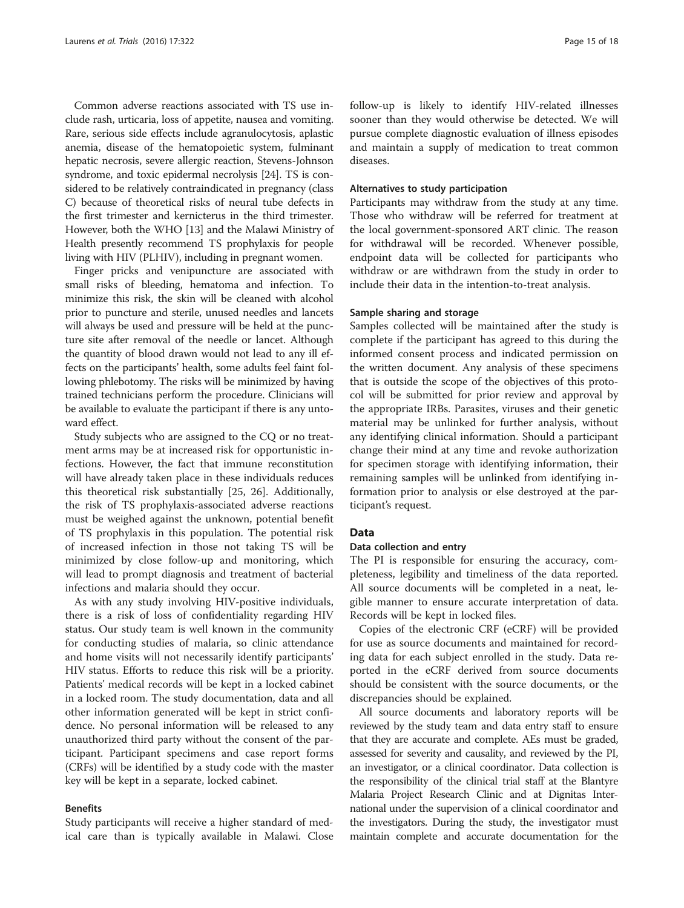Common adverse reactions associated with TS use include rash, urticaria, loss of appetite, nausea and vomiting. Rare, serious side effects include agranulocytosis, aplastic anemia, disease of the hematopoietic system, fulminant hepatic necrosis, severe allergic reaction, Stevens-Johnson syndrome, and toxic epidermal necrolysis [24]. TS is considered to be relatively contraindicated in pregnancy (class C) because of theoretical risks of neural tube defects in the first trimester and kernicterus in the third trimester. However, both the WHO [13] and the Malawi Ministry of Health presently recommend TS prophylaxis for people living with HIV (PLHIV), including in pregnant women.

Finger pricks and venipuncture are associated with small risks of bleeding, hematoma and infection. To minimize this risk, the skin will be cleaned with alcohol prior to puncture and sterile, unused needles and lancets will always be used and pressure will be held at the puncture site after removal of the needle or lancet. Although the quantity of blood drawn would not lead to any ill effects on the participants' health, some adults feel faint following phlebotomy. The risks will be minimized by having trained technicians perform the procedure. Clinicians will be available to evaluate the participant if there is any untoward effect.

Study subjects who are assigned to the CQ or no treatment arms may be at increased risk for opportunistic infections. However, the fact that immune reconstitution will have already taken place in these individuals reduces this theoretical risk substantially [25, 26]. Additionally, the risk of TS prophylaxis-associated adverse reactions must be weighed against the unknown, potential benefit of TS prophylaxis in this population. The potential risk of increased infection in those not taking TS will be minimized by close follow-up and monitoring, which will lead to prompt diagnosis and treatment of bacterial infections and malaria should they occur.

As with any study involving HIV-positive individuals, there is a risk of loss of confidentiality regarding HIV status. Our study team is well known in the community for conducting studies of malaria, so clinic attendance and home visits will not necessarily identify participants' HIV status. Efforts to reduce this risk will be a priority. Patients' medical records will be kept in a locked cabinet in a locked room. The study documentation, data and all other information generated will be kept in strict confidence. No personal information will be released to any unauthorized third party without the consent of the participant. Participant specimens and case report forms (CRFs) will be identified by a study code with the master key will be kept in a separate, locked cabinet.

#### Benefits

Study participants will receive a higher standard of medical care than is typically available in Malawi. Close follow-up is likely to identify HIV-related illnesses sooner than they would otherwise be detected. We will pursue complete diagnostic evaluation of illness episodes and maintain a supply of medication to treat common diseases.

#### Alternatives to study participation

Participants may withdraw from the study at any time. Those who withdraw will be referred for treatment at the local government-sponsored ART clinic. The reason for withdrawal will be recorded. Whenever possible, endpoint data will be collected for participants who withdraw or are withdrawn from the study in order to include their data in the intention-to-treat analysis.

#### Sample sharing and storage

Samples collected will be maintained after the study is complete if the participant has agreed to this during the informed consent process and indicated permission on the written document. Any analysis of these specimens that is outside the scope of the objectives of this protocol will be submitted for prior review and approval by the appropriate IRBs. Parasites, viruses and their genetic material may be unlinked for further analysis, without any identifying clinical information. Should a participant change their mind at any time and revoke authorization for specimen storage with identifying information, their remaining samples will be unlinked from identifying information prior to analysis or else destroyed at the participant's request.

## Data

#### Data collection and entry

The PI is responsible for ensuring the accuracy, completeness, legibility and timeliness of the data reported. All source documents will be completed in a neat, legible manner to ensure accurate interpretation of data. Records will be kept in locked files.

Copies of the electronic CRF (eCRF) will be provided for use as source documents and maintained for recording data for each subject enrolled in the study. Data reported in the eCRF derived from source documents should be consistent with the source documents, or the discrepancies should be explained.

All source documents and laboratory reports will be reviewed by the study team and data entry staff to ensure that they are accurate and complete. AEs must be graded, assessed for severity and causality, and reviewed by the PI, an investigator, or a clinical coordinator. Data collection is the responsibility of the clinical trial staff at the Blantyre Malaria Project Research Clinic and at Dignitas International under the supervision of a clinical coordinator and the investigators. During the study, the investigator must maintain complete and accurate documentation for the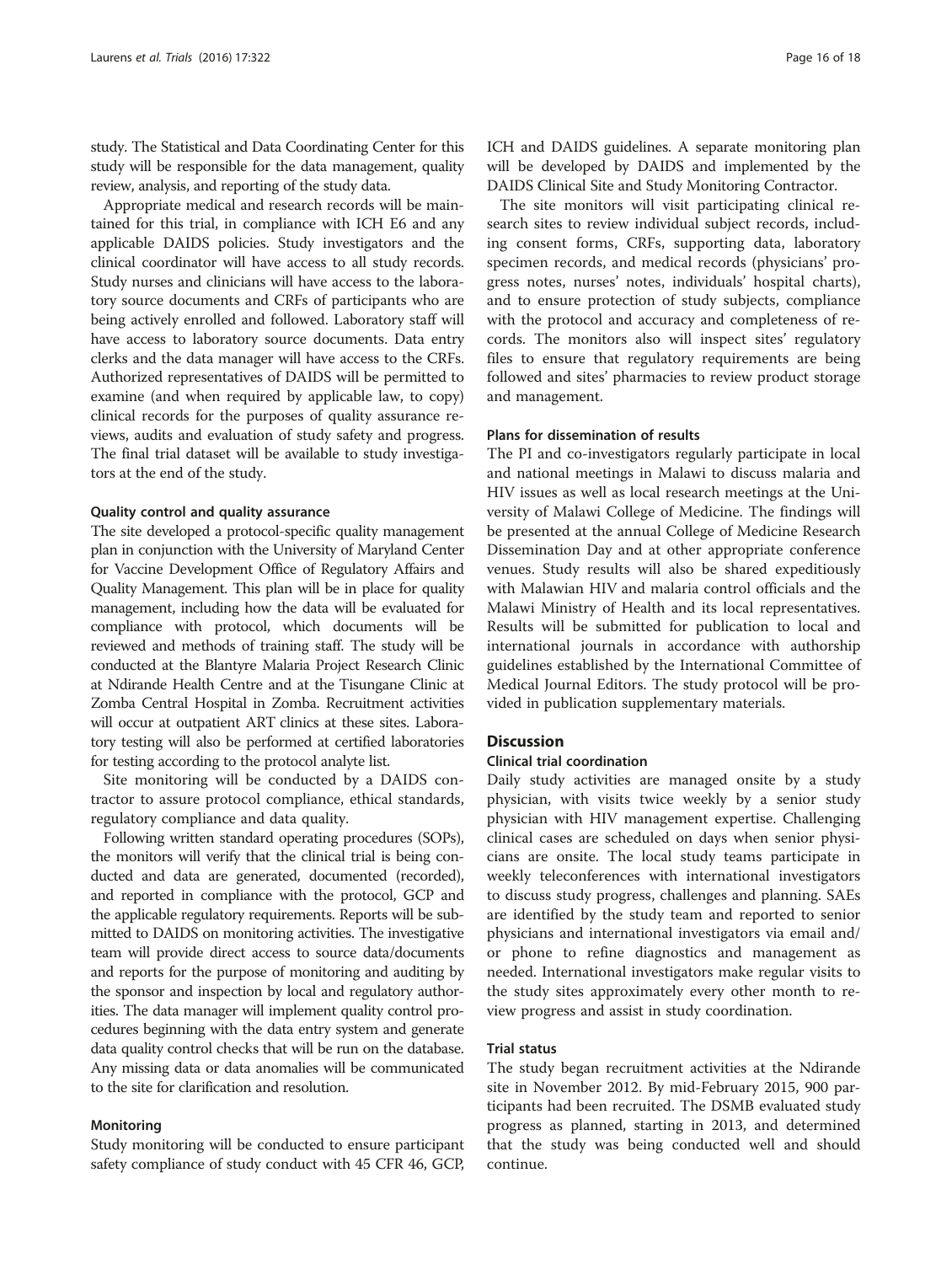study. The Statistical and Data Coordinating Center for this study will be responsible for the data management, quality review, analysis, and reporting of the study data.

Appropriate medical and research records will be maintained for this trial, in compliance with ICH E6 and any applicable DAIDS policies. Study investigators and the clinical coordinator will have access to all study records. Study nurses and clinicians will have access to the laboratory source documents and CRFs of participants who are being actively enrolled and followed. Laboratory staff will have access to laboratory source documents. Data entry clerks and the data manager will have access to the CRFs. Authorized representatives of DAIDS will be permitted to examine (and when required by applicable law, to copy) clinical records for the purposes of quality assurance reviews, audits and evaluation of study safety and progress. The final trial dataset will be available to study investigators at the end of the study.

### Quality control and quality assurance

The site developed a protocol-specific quality management plan in conjunction with the University of Maryland Center for Vaccine Development Office of Regulatory Affairs and Quality Management. This plan will be in place for quality management, including how the data will be evaluated for compliance with protocol, which documents will be reviewed and methods of training staff. The study will be conducted at the Blantyre Malaria Project Research Clinic at Ndirande Health Centre and at the Tisungane Clinic at Zomba Central Hospital in Zomba. Recruitment activities will occur at outpatient ART clinics at these sites. Laboratory testing will also be performed at certified laboratories for testing according to the protocol analyte list.

Site monitoring will be conducted by a DAIDS contractor to assure protocol compliance, ethical standards, regulatory compliance and data quality.

Following written standard operating procedures (SOPs), the monitors will verify that the clinical trial is being conducted and data are generated, documented (recorded), and reported in compliance with the protocol, GCP and the applicable regulatory requirements. Reports will be submitted to DAIDS on monitoring activities. The investigative team will provide direct access to source data/documents and reports for the purpose of monitoring and auditing by the sponsor and inspection by local and regulatory authorities. The data manager will implement quality control procedures beginning with the data entry system and generate data quality control checks that will be run on the database. Any missing data or data anomalies will be communicated to the site for clarification and resolution.

### Monitoring

Study monitoring will be conducted to ensure participant safety compliance of study conduct with 45 CFR 46, GCP, ICH and DAIDS guidelines. A separate monitoring plan will be developed by DAIDS and implemented by the DAIDS Clinical Site and Study Monitoring Contractor.

The site monitors will visit participating clinical research sites to review individual subject records, including consent forms, CRFs, supporting data, laboratory specimen records, and medical records (physicians' progress notes, nurses' notes, individuals' hospital charts), and to ensure protection of study subjects, compliance with the protocol and accuracy and completeness of records. The monitors also will inspect sites' regulatory files to ensure that regulatory requirements are being followed and sites' pharmacies to review product storage and management.

### Plans for dissemination of results

The PI and co-investigators regularly participate in local and national meetings in Malawi to discuss malaria and HIV issues as well as local research meetings at the University of Malawi College of Medicine. The findings will be presented at the annual College of Medicine Research Dissemination Day and at other appropriate conference venues. Study results will also be shared expeditiously with Malawian HIV and malaria control officials and the Malawi Ministry of Health and its local representatives. Results will be submitted for publication to local and international journals in accordance with authorship guidelines established by the International Committee of Medical Journal Editors. The study protocol will be provided in publication supplementary materials.

## Discussion

### Clinical trial coordination

Daily study activities are managed onsite by a study physician, with visits twice weekly by a senior study physician with HIV management expertise. Challenging clinical cases are scheduled on days when senior physicians are onsite. The local study teams participate in weekly teleconferences with international investigators to discuss study progress, challenges and planning. SAEs are identified by the study team and reported to senior physicians and international investigators via email and/or phone to refine diagnostics and management as needed. International investigators make regular visits to the study sites approximately every other month to review progress and assist in study coordination.

### Trial status

The study began recruitment activities at the Ndirande site in November 2012. By mid-February 2015, 900 participants had been recruited. The DSMB evaluated study progress as planned, starting in 2013, and determined that the study was being conducted well and should continue.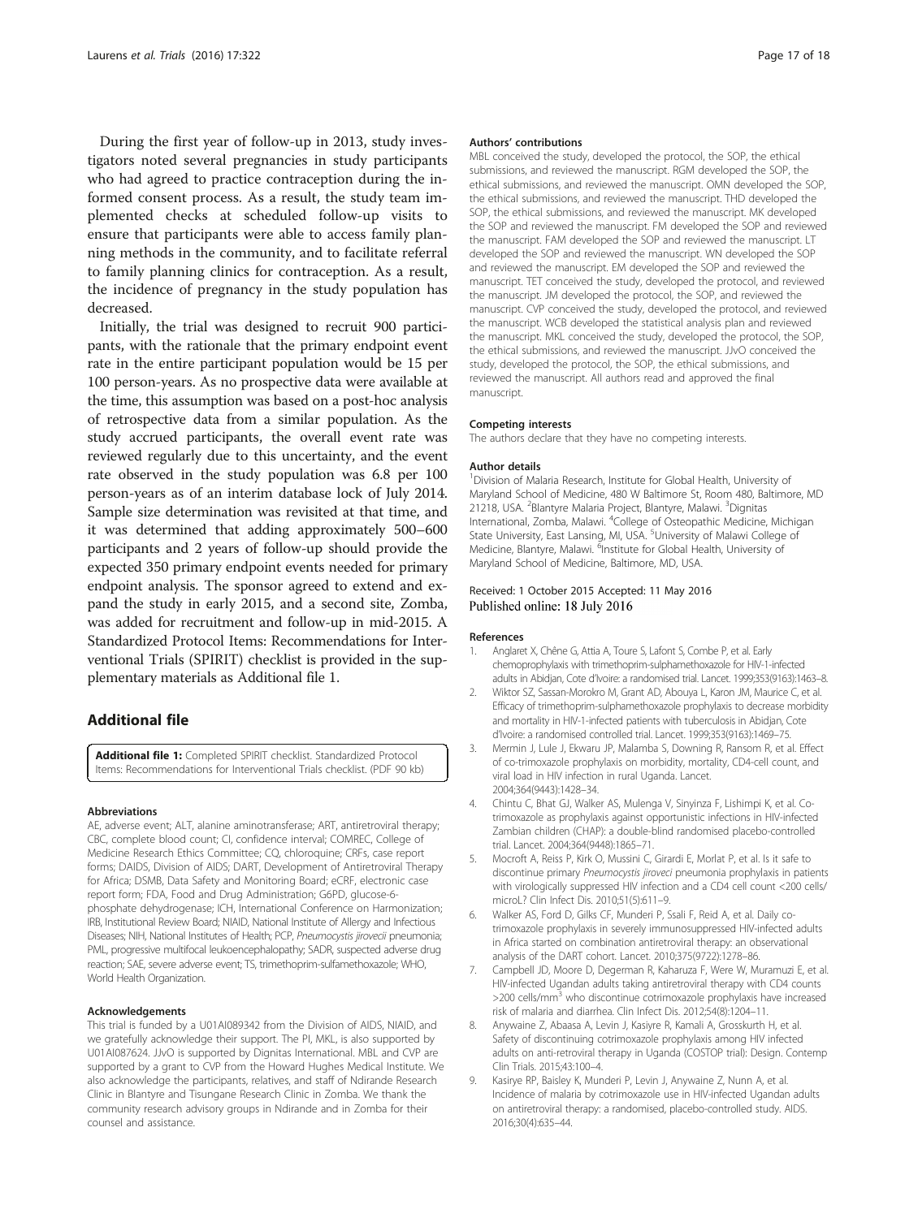During the first year of follow-up in 2013, study investigators noted several pregnancies in study participants who had agreed to practice contraception during the informed consent process. As a result, the study team implemented checks at scheduled follow-up visits to ensure that participants were able to access family planning methods in the community, and to facilitate referral to family planning clinics for contraception. As a result, the incidence of pregnancy in the study population has decreased.

Initially, the trial was designed to recruit 900 participants, with the rationale that the primary endpoint event rate in the entire participant population would be 15 per 100 person-years. As no prospective data were available at the time, this assumption was based on a post-hoc analysis of retrospective data from a similar population. As the study accrued participants, the overall event rate was reviewed regularly due to this uncertainty, and the event rate observed in the study population was 6.8 per 100 person-years as of an interim database lock of July 2014. Sample size determination was revisited at that time, and it was determined that adding approximately 500–600 participants and 2 years of follow-up should provide the expected 350 primary endpoint events needed for primary endpoint analysis. The sponsor agreed to extend and expand the study in early 2015, and a second site, Zomba, was added for recruitment and follow-up in mid-2015. A Standardized Protocol Items: Recommendations for Interventional Trials (SPIRIT) checklist is provided in the supplementary materials as Additional file 1.

## Additional file

**Additional file 1:** Completed SPIRIT checklist. Standardized Protocol Items: Recommendations for Interventional Trials checklist. (PDF 90 kb)

#### Abbreviations

AE, adverse event; ALT, alanine aminotransferase; ART, antiretroviral therapy; CBC, complete blood count; CI, confidence interval; COMREC, College of Medicine Research Ethics Committee; CQ, chloroquine; CRFs, case report forms; DAIDS, Division of AIDS; DART, Development of Antiretroviral Therapy for Africa; DSMB, Data Safety and Monitoring Board; eCRF, electronic case report form; FDA, Food and Drug Administration; G6PD, glucose-6-phosphate dehydrogenase; ICH, International Conference on Harmonization; IRB, Institutional Review Board; NIAID, National Institute of Allergy and Infectious Diseases; NIH, National Institutes of Health; PCP, *Pneumocystis jirovecii* pneumonia; PML, progressive multifocal leukoencephalopathy; SADR, suspected adverse drug reaction; SAE, severe adverse event; TS, trimethoprim-sulfamethoxazole; WHO, World Health Organization.

#### Acknowledgements

This trial is funded by a U01AI089342 from the Division of AIDS, NIAID, and we gratefully acknowledge their support. The PI, MKL, is also supported by U01AI087624. JJvO is supported by Dignitas International. MBL and CVP are supported by a grant to CVP from the Howard Hughes Medical Institute. We also acknowledge the participants, relatives, and staff of Ndirande Research Clinic in Blantyre and Tisungane Research Clinic in Zomba. We thank the community research advisory groups in Ndirande and in Zomba for their counsel and assistance.

#### Authors' contributions

MBL conceived the study, developed the protocol, the SOP, the ethical submissions, and reviewed the manuscript. RGM developed the SOP, the ethical submissions, and reviewed the manuscript. OMN developed the SOP, the ethical submissions, and reviewed the manuscript. THD developed the SOP, the ethical submissions, and reviewed the manuscript. MK developed the SOP and reviewed the manuscript. FM developed the SOP and reviewed the manuscript. FAM developed the SOP and reviewed the manuscript. LT developed the SOP and reviewed the manuscript. WN developed the SOP and reviewed the manuscript. EM developed the SOP and reviewed the manuscript. TET conceived the study, developed the protocol, and reviewed the manuscript. JM developed the protocol, the SOP, and reviewed the manuscript. CVP conceived the study, developed the protocol, and reviewed the manuscript. WCB developed the statistical analysis plan and reviewed the manuscript. MKL conceived the study, developed the protocol, the SOP, the ethical submissions, and reviewed the manuscript. JJvO conceived the study, developed the protocol, the SOP, the ethical submissions, and reviewed the manuscript. All authors read and approved the final manuscript.

#### Competing interests

The authors declare that they have no competing interests.

#### Author details

[1]Division of Malaria Research, Institute for Global Health, University of Maryland School of Medicine, 480 W Baltimore St, Room 480, Baltimore, MD 21218, USA. [2]Blantyre Malaria Project, Blantyre, Malawi. [3]Dignitas International, Zomba, Malawi. [4]College of Osteopathic Medicine, Michigan State University, East Lansing, MI, USA. [5]University of Malawi College of Medicine, Blantyre, Malawi. [6]Institute for Global Health, University of Maryland School of Medicine, Baltimore, MD, USA.

Received: 1 October 2015 Accepted: 11 May 2016
Published online: 18 July 2016

#### References

1. Anglaret X, Chêne G, Attia A, Toure S, Lafont S, Combe P, et al. Early chemoprophylaxis with trimethoprim-sulphamethoxazole for HIV-1-infected adults in Abidjan, Cote d'Ivoire: a randomised trial. Lancet. 1999;353(9163):1463–8.
2. Wiktor SZ, Sassan-Morokro M, Grant AD, Abouya L, Karon JM, Maurice C, et al. Efficacy of trimethoprim-sulphamethoxazole prophylaxis to decrease morbidity and mortality in HIV-1-infected patients with tuberculosis in Abidjan, Cote d'Ivoire: a randomised controlled trial. Lancet. 1999;353(9163):1469–75.
3. Mermin J, Lule J, Ekwaru JP, Malamba S, Downing R, Ransom R, et al. Effect of co-trimoxazole prophylaxis on morbidity, mortality, CD4-cell count, and viral load in HIV infection in rural Uganda. Lancet. 2004;364(9443):1428–34.
4. Chintu C, Bhat GJ, Walker AS, Mulenga V, Sinyinza F, Lishimpi K, et al. Co-trimoxazole as prophylaxis against opportunistic infections in HIV-infected Zambian children (CHAP): a double-blind randomised placebo-controlled trial. Lancet. 2004;364(9448):1865–71.
5. Mocroft A, Reiss P, Kirk O, Mussini C, Girardi E, Morlat P, et al. Is it safe to discontinue primary *Pneumocystis jiroveci* pneumonia prophylaxis in patients with virologically suppressed HIV infection and a CD4 cell count <200 cells/microL? Clin Infect Dis. 2010;51(5):611–9.
6. Walker AS, Ford D, Gilks CF, Munderi P, Ssali F, Reid A, et al. Daily co-trimoxazole prophylaxis in severely immunosuppressed HIV-infected adults in Africa started on combination antiretroviral therapy: an observational analysis of the DART cohort. Lancet. 2010;375(9722):1278–86.
7. Campbell JD, Moore D, Degerman R, Kaharuza F, Were W, Muramuzi E, et al. HIV-infected Ugandan adults taking antiretroviral therapy with CD4 counts >200 cells/mm$^3$ who discontinue cotrimoxazole prophylaxis have increased risk of malaria and diarrhea. Clin Infect Dis. 2012;54(8):1204–11.
8. Anywaine Z, Abaasa A, Levin J, Kasiyre R, Kamali A, Grosskurth H, et al. Safety of discontinuing cotrimoxazole prophylaxis among HIV infected adults on anti-retroviral therapy in Uganda (COSTOP trial): Design. Contemp Clin Trials. 2015;43:100–4.
9. Kasirye RP, Baisley K, Munderi P, Levin J, Anywaine Z, Nunn A, et al. Incidence of malaria by cotrimoxazole use in HIV-infected Ugandan adults on antiretroviral therapy: a randomised, placebo-controlled study. AIDS. 2016;30(4):635–44.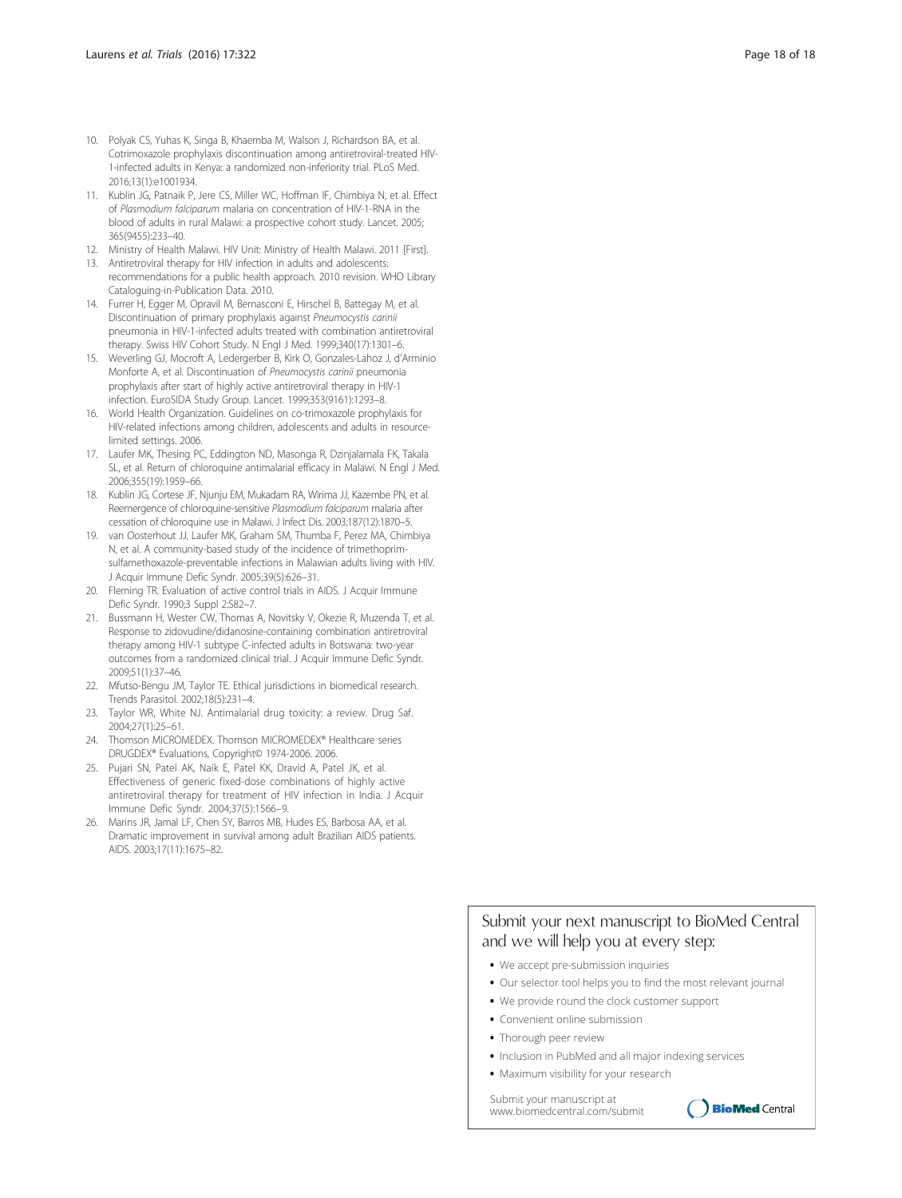10. Polyak CS, Yuhas K, Singa B, Khaemba M, Walson J, Richardson BA, et al. Cotrimoxazole prophylaxis discontinuation among antiretroviral-treated HIV-1-infected adults in Kenya: a randomized non-inferiority trial. PLoS Med. 2016;13(1):e1001934.
11. Kublin JG, Patnaik P, Jere CS, Miller WC, Hoffman IF, Chimbiya N, et al. Effect of *Plasmodium falciparum* malaria on concentration of HIV-1-RNA in the blood of adults in rural Malawi: a prospective cohort study. Lancet. 2005; 365(9455):233–40.
12. Ministry of Health Malawi. HIV Unit: Ministry of Health Malawi. 2011 [First].
13. Antiretroviral therapy for HIV infection in adults and adolescents: recommendations for a public health approach. 2010 revision. WHO Library Cataloguing-in-Publication Data. 2010.
14. Furrer H, Egger M, Opravil M, Bernasconi E, Hirschel B, Battegay M, et al. Discontinuation of primary prophylaxis against *Pneumocystis carinii* pneumonia in HIV-1-infected adults treated with combination antiretroviral therapy. Swiss HIV Cohort Study. N Engl J Med. 1999;340(17):1301–6.
15. Weverling GJ, Mocroft A, Ledergerber B, Kirk O, Gonzales-Lahoz J, d'Arminio Monforte A, et al. Discontinuation of *Pneumocystis carinii* pneumonia prophylaxis after start of highly active antiretroviral therapy in HIV-1 infection. EuroSIDA Study Group. Lancet. 1999;353(9161):1293–8.
16. World Health Organization. Guidelines on co-trimoxazole prophylaxis for HIV-related infections among children, adolescents and adults in resource-limited settings. 2006.
17. Laufer MK, Thesing PC, Eddington ND, Masonga R, Dzinjalamala FK, Takala SL, et al. Return of chloroquine antimalarial efficacy in Malawi. N Engl J Med. 2006;355(19):1959–66.
18. Kublin JG, Cortese JF, Njunju EM, Mukadam RA, Wirima JJ, Kazembe PN, et al. Reemergence of chloroquine-sensitive *Plasmodium falciparum* malaria after cessation of chloroquine use in Malawi. J Infect Dis. 2003;187(12):1870–5.
19. van Oosterhout JJ, Laufer MK, Graham SM, Thumba F, Perez MA, Chimbiya N, et al. A community-based study of the incidence of trimethoprim-sulfamethoxazole-preventable infections in Malawian adults living with HIV. J Acquir Immune Defic Syndr. 2005;39(5):626–31.
20. Fleming TR. Evaluation of active control trials in AIDS. J Acquir Immune Defic Syndr. 1990;3 Suppl 2:S82–7.
21. Bussmann H, Wester CW, Thomas A, Novitsky V, Okezie R, Muzenda T, et al. Response to zidovudine/didanosine-containing combination antiretroviral therapy among HIV-1 subtype C-infected adults in Botswana: two-year outcomes from a randomized clinical trial. J Acquir Immune Defic Syndr. 2009;51(1):37–46.
22. Mfutso-Bengu JM, Taylor TE. Ethical jurisdictions in biomedical research. Trends Parasitol. 2002;18(5):231–4.
23. Taylor WR, White NJ. Antimalarial drug toxicity: a review. Drug Saf. 2004;27(1):25–61.
24. Thomson MICROMEDEX. Thomson MICROMEDEX® Healthcare series DRUGDEX® Evaluations, Copyright© 1974-2006. 2006.
25. Pujari SN, Patel AK, Naik E, Patel KK, Dravid A, Patel JK, et al. Effectiveness of generic fixed-dose combinations of highly active antiretroviral therapy for treatment of HIV infection in India. J Acquir Immune Defic Syndr. 2004;37(5):1566–9.
26. Marins JR, Jamal LF, Chen SY, Barros MB, Hudes ES, Barbosa AA, et al. Dramatic improvement in survival among adult Brazilian AIDS patients. AIDS. 2003;17(11):1675–82.

Submit your next manuscript to BioMed Central and we will help you at every step:

- We accept pre-submission inquiries
- Our selector tool helps you to find the most relevant journal
- We provide round the clock customer support
- Convenient online submission
- Thorough peer review
- Inclusion in PubMed and all major indexing services
- Maximum visibility for your research

Submit your manuscript at
www.biomedcentral.com/submit

BioMed Central